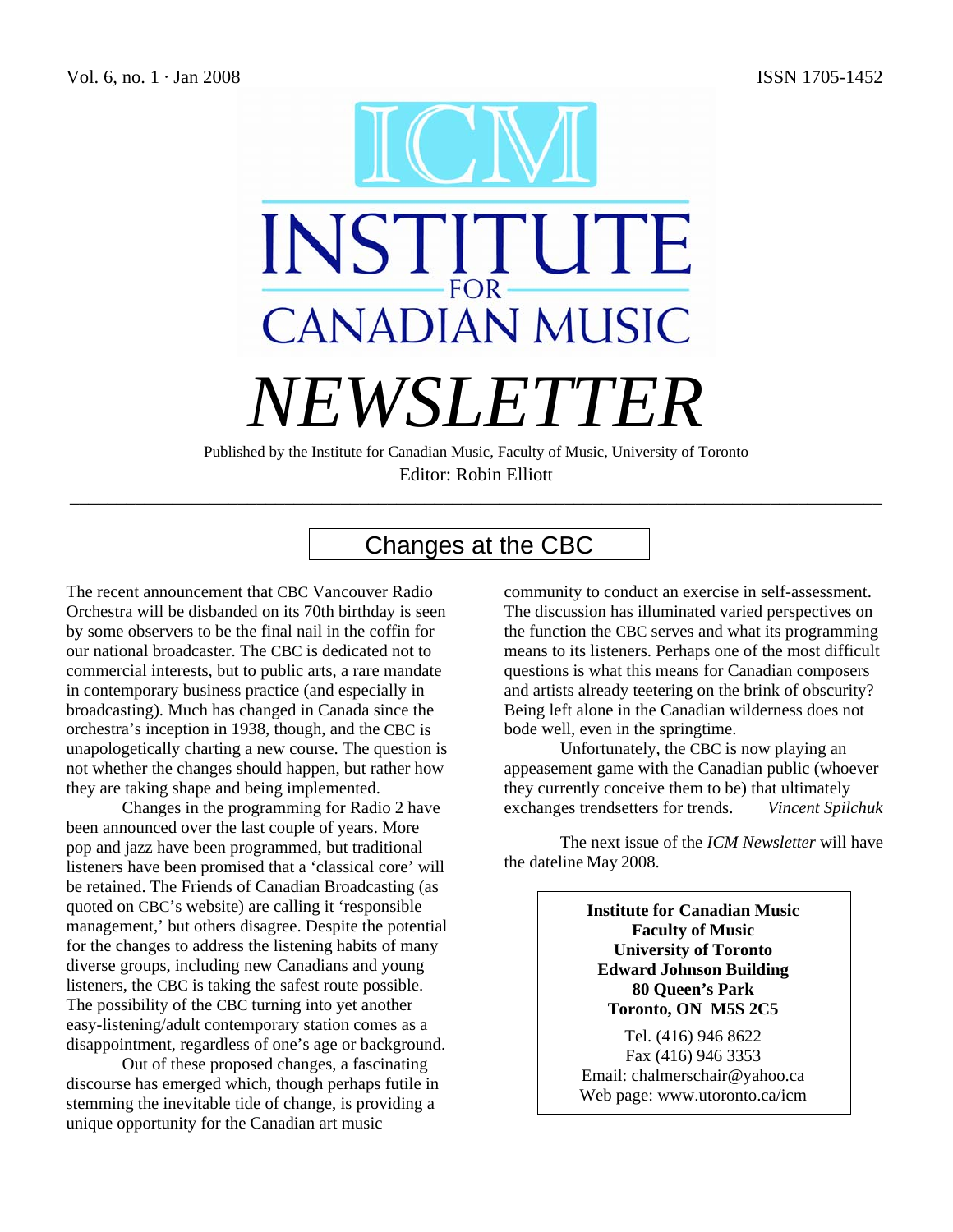# ICM INSTITUTE FOR CANADIAN MUSIC

# *NEWSLETTER*

Published by the Institute for Canadian Music, Faculty of Music, University of Toronto

Editor: Robin Elliott

Vol. 6, no. 1 · Jan 2008

ISSN 1705-1452

---

## Changes at the CBC

The recent announcement that CBC Vancouver Radio Orchestra will be disbanded on its 70th birthday is seen by some observers to be the final nail in the coffin for our national broadcaster. The CBC is dedicated not to commercial interests, but to public arts, a rare mandate in contemporary business practice (and especially in broadcasting). Much has changed in Canada since the orchestra's inception in 1938, though, and the CBC is unapologetically charting a new course. The question is not whether the changes should happen, but rather how they are taking shape and being implemented.

Changes in the programming for Radio 2 have been announced over the last couple of years. More pop and jazz have been programmed, but traditional listeners have been promised that a 'classical core' will be retained. The Friends of Canadian Broadcasting (as quoted on CBC's website) are calling it 'responsible management,' but others disagree. Despite the potential for the changes to address the listening habits of many diverse groups, including new Canadians and young listeners, the CBC is taking the safest route possible. The possibility of the CBC turning into yet another easy-listening/adult contemporary station comes as a disappointment, regardless of one's age or background.

Out of these proposed changes, a fascinating discourse has emerged which, though perhaps futile in stemming the inevitable tide of change, is providing a unique opportunity for the Canadian art music community to conduct an exercise in self-assessment. The discussion has illuminated varied perspectives on the function the CBC serves and what its programming means to its listeners. Perhaps one of the most difficult questions is what this means for Canadian composers and artists already teetering on the brink of obscurity? Being left alone in the Canadian wilderness does not bode well, even in the springtime.

Unfortunately, the CBC is now playing an appeasement game with the Canadian public (whoever they currently conceive them to be) that ultimately exchanges trendsetters for trends. *Vincent Spilchuk*

The next issue of the *ICM Newsletter* will have the dateline May 2008.

**Institute for Canadian Music**
**Faculty of Music**
**University of Toronto**
**Edward Johnson Building**
**80 Queen's Park**
**Toronto, ON M5S 2C5**

Tel. (416) 946 8622
Fax (416) 946 3353
Email: chalmerschair@yahoo.ca
Web page: www.utoronto.ca/icm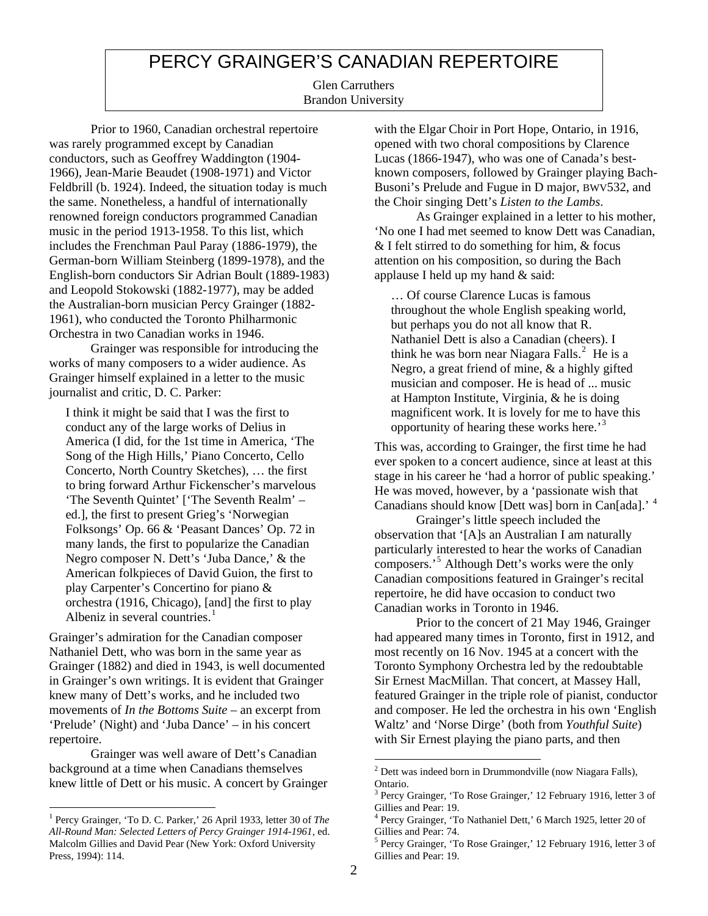# PERCY GRAINGER'S CANADIAN REPERTOIRE

Glen Carruthers
Brandon University

Prior to 1960, Canadian orchestral repertoire was rarely programmed except by Canadian conductors, such as Geoffrey Waddington (1904-1966), Jean-Marie Beaudet (1908-1971) and Victor Feldbrill (b. 1924). Indeed, the situation today is much the same. Nonetheless, a handful of internationally renowned foreign conductors programmed Canadian music in the period 1913-1958. To this list, which includes the Frenchman Paul Paray (1886-1979), the German-born William Steinberg (1899-1978), and the English-born conductors Sir Adrian Boult (1889-1983) and Leopold Stokowski (1882-1977), may be added the Australian-born musician Percy Grainger (1882-1961), who conducted the Toronto Philharmonic Orchestra in two Canadian works in 1946.

Grainger was responsible for introducing the works of many composers to a wider audience. As Grainger himself explained in a letter to the music journalist and critic, D. C. Parker:

> I think it might be said that I was the first to conduct any of the large works of Delius in America (I did, for the 1st time in America, 'The Song of the High Hills,' Piano Concerto, Cello Concerto, North Country Sketches), … the first to bring forward Arthur Fickenscher's marvelous 'The Seventh Quintet' ['The Seventh Realm' – ed.], the first to present Grieg's 'Norwegian Folksongs' Op. 66 & 'Peasant Dances' Op. 72 in many lands, the first to popularize the Canadian Negro composer N. Dett's 'Juba Dance,' & the American folkpieces of David Guion, the first to play Carpenter's Concertino for piano & orchestra (1916, Chicago), [and] the first to play Albeniz in several countries.[1]

Grainger's admiration for the Canadian composer Nathaniel Dett, who was born in the same year as Grainger (1882) and died in 1943, is well documented in Grainger's own writings. It is evident that Grainger knew many of Dett's works, and he included two movements of *In the Bottoms Suite* – an excerpt from 'Prelude' (Night) and 'Juba Dance' – in his concert repertoire.

Grainger was well aware of Dett's Canadian background at a time when Canadians themselves knew little of Dett or his music. A concert by Grainger with the Elgar Choir in Port Hope, Ontario, in 1916, opened with two choral compositions by Clarence Lucas (1866-1947), who was one of Canada's best-known composers, followed by Grainger playing Bach-Busoni's Prelude and Fugue in D major, BWV532, and the Choir singing Dett's *Listen to the Lambs*.

As Grainger explained in a letter to his mother, 'No one I had met seemed to know Dett was Canadian, & I felt stirred to do something for him, & focus attention on his composition, so during the Bach applause I held up my hand & said:

> … Of course Clarence Lucas is famous throughout the whole English speaking world, but perhaps you do not all know that R. Nathaniel Dett is also a Canadian (cheers). I think he was born near Niagara Falls.[2] He is a Negro, a great friend of mine, & a highly gifted musician and composer. He is head of ... music at Hampton Institute, Virginia, & he is doing magnificent work. It is lovely for me to have this opportunity of hearing these works here.'[3]

This was, according to Grainger, the first time he had ever spoken to a concert audience, since at least at this stage in his career he 'had a horror of public speaking.' He was moved, however, by a 'passionate wish that Canadians should know [Dett was] born in Can[ada].'[4]

Grainger's little speech included the observation that '[A]s an Australian I am naturally particularly interested to hear the works of Canadian composers.'[5] Although Dett's works were the only Canadian compositions featured in Grainger's recital repertoire, he did have occasion to conduct two Canadian works in Toronto in 1946.

Prior to the concert of 21 May 1946, Grainger had appeared many times in Toronto, first in 1912, and most recently on 16 Nov. 1945 at a concert with the Toronto Symphony Orchestra led by the redoubtable Sir Ernest MacMillan. That concert, at Massey Hall, featured Grainger in the triple role of pianist, conductor and composer. He led the orchestra in his own 'English Waltz' and 'Norse Dirge' (both from *Youthful Suite*) with Sir Ernest playing the piano parts, and then

---

[1] Percy Grainger, 'To D. C. Parker,' 26 April 1933, letter 30 of *The All-Round Man: Selected Letters of Percy Grainger 1914-1961*, ed. Malcolm Gillies and David Pear (New York: Oxford University Press, 1994): 114.

[2] Dett was indeed born in Drummondville (now Niagara Falls), Ontario.

[3] Percy Grainger, 'To Rose Grainger,' 12 February 1916, letter 3 of Gillies and Pear: 19.

[4] Percy Grainger, 'To Nathaniel Dett,' 6 March 1925, letter 20 of Gillies and Pear: 74.

[5] Percy Grainger, 'To Rose Grainger,' 12 February 1916, letter 3 of Gillies and Pear: 19.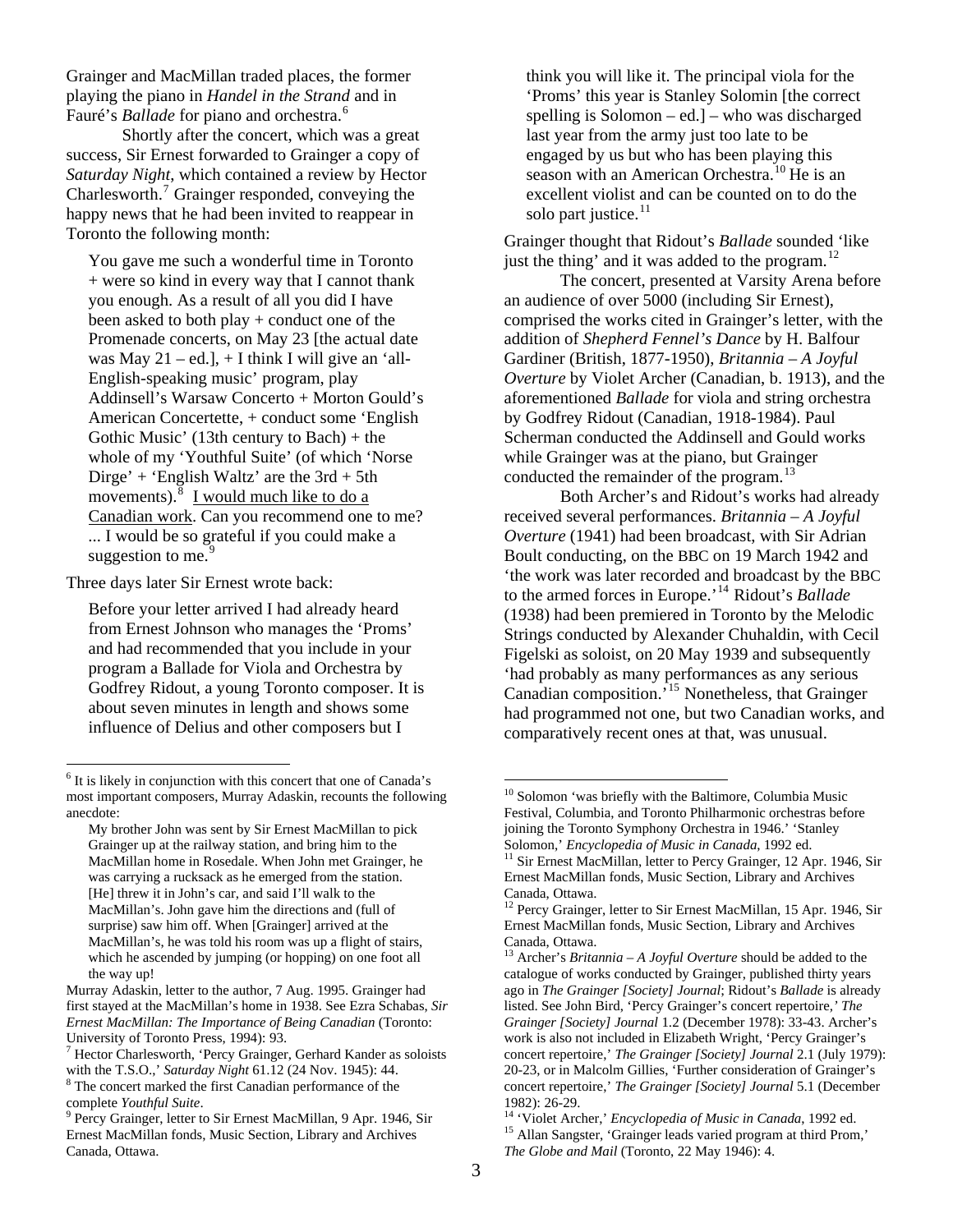Grainger and MacMillan traded places, the former playing the piano in *Handel in the Strand* and in Fauré's *Ballade* for piano and orchestra.[6]

Shortly after the concert, which was a great success, Sir Ernest forwarded to Grainger a copy of *Saturday Night*, which contained a review by Hector Charlesworth.[7] Grainger responded, conveying the happy news that he had been invited to reappear in Toronto the following month:

> You gave me such a wonderful time in Toronto + were so kind in every way that I cannot thank you enough. As a result of all you did I have been asked to both play + conduct one of the Promenade concerts, on May 23 [the actual date was May 21 – ed.], + I think I will give an 'all-English-speaking music' program, play Addinsell's Warsaw Concerto + Morton Gould's American Concertette, + conduct some 'English Gothic Music' (13th century to Bach) + the whole of my 'Youthful Suite' (of which 'Norse Dirge' + 'English Waltz' are the 3rd + 5th movements).[8] <u>I would much like to do a Canadian work</u>. Can you recommend one to me? ... I would be so grateful if you could make a suggestion to me.[9]

Three days later Sir Ernest wrote back:

> Before your letter arrived I had already heard from Ernest Johnson who manages the 'Proms' and had recommended that you include in your program a Ballade for Viola and Orchestra by Godfrey Ridout, a young Toronto composer. It is about seven minutes in length and shows some influence of Delius and other composers but I think you will like it. The principal viola for the 'Proms' this year is Stanley Solomin [the correct spelling is Solomon – ed.] – who was discharged last year from the army just too late to be engaged by us but who has been playing this season with an American Orchestra.[10] He is an excellent violist and can be counted on to do the solo part justice.[11]

Grainger thought that Ridout's *Ballade* sounded 'like just the thing' and it was added to the program.[12]

The concert, presented at Varsity Arena before an audience of over 5000 (including Sir Ernest), comprised the works cited in Grainger's letter, with the addition of *Shepherd Fennel's Dance* by H. Balfour Gardiner (British, 1877-1950), *Britannia – A Joyful Overture* by Violet Archer (Canadian, b. 1913), and the aforementioned *Ballade* for viola and string orchestra by Godfrey Ridout (Canadian, 1918-1984). Paul Scherman conducted the Addinsell and Gould works while Grainger was at the piano, but Grainger conducted the remainder of the program.[13]

Both Archer's and Ridout's works had already received several performances. *Britannia – A Joyful Overture* (1941) had been broadcast, with Sir Adrian Boult conducting, on the BBC on 19 March 1942 and 'the work was later recorded and broadcast by the BBC to the armed forces in Europe.'[14] Ridout's *Ballade* (1938) had been premiered in Toronto by the Melodic Strings conducted by Alexander Chuhaldin, with Cecil Figelski as soloist, on 20 May 1939 and subsequently 'had probably as many performances as any serious Canadian composition.'[15] Nonetheless, that Grainger had programmed not one, but two Canadian works, and comparatively recent ones at that, was unusual.

---

[6] It is likely in conjunction with this concert that one of Canada's most important composers, Murray Adaskin, recounts the following anecdote:

> My brother John was sent by Sir Ernest MacMillan to pick Grainger up at the railway station, and bring him to the MacMillan home in Rosedale. When John met Grainger, he was carrying a rucksack as he emerged from the station. [He] threw it in John's car, and said I'll walk to the MacMillan's. John gave him the directions and (full of surprise) saw him off. When [Grainger] arrived at the MacMillan's, he was told his room was up a flight of stairs, which he ascended by jumping (or hopping) on one foot all the way up!

Murray Adaskin, letter to the author, 7 Aug. 1995. Grainger had first stayed at the MacMillan's home in 1938. See Ezra Schabas, *Sir Ernest MacMillan: The Importance of Being Canadian* (Toronto: University of Toronto Press, 1994): 93.

[7] Hector Charlesworth, 'Percy Grainger, Gerhard Kander as soloists with the T.S.O.,' *Saturday Night* 61.12 (24 Nov. 1945): 44.

[8] The concert marked the first Canadian performance of the complete *Youthful Suite*.

[9] Percy Grainger, letter to Sir Ernest MacMillan, 9 Apr. 1946, Sir Ernest MacMillan fonds, Music Section, Library and Archives Canada, Ottawa.

[10] Solomon 'was briefly with the Baltimore, Columbia Music Festival, Columbia, and Toronto Philharmonic orchestras before joining the Toronto Symphony Orchestra in 1946.' 'Stanley Solomon,' *Encyclopedia of Music in Canada*, 1992 ed.

[11] Sir Ernest MacMillan, letter to Percy Grainger, 12 Apr. 1946, Sir Ernest MacMillan fonds, Music Section, Library and Archives Canada, Ottawa.

[12] Percy Grainger, letter to Sir Ernest MacMillan, 15 Apr. 1946, Sir Ernest MacMillan fonds, Music Section, Library and Archives Canada, Ottawa.

[13] Archer's *Britannia – A Joyful Overture* should be added to the catalogue of works conducted by Grainger, published thirty years ago in *The Grainger [Society] Journal*; Ridout's *Ballade* is already listed. See John Bird, 'Percy Grainger's concert repertoire,' *The Grainger [Society] Journal* 1.2 (December 1978): 33-43. Archer's work is also not included in Elizabeth Wright, 'Percy Grainger's concert repertoire,' *The Grainger [Society] Journal* 2.1 (July 1979): 20-23, or in Malcolm Gillies, 'Further consideration of Grainger's concert repertoire,' *The Grainger [Society] Journal* 5.1 (December 1982): 26-29.

[14] 'Violet Archer,' *Encyclopedia of Music in Canada*, 1992 ed.

[15] Allan Sangster, 'Grainger leads varied program at third Prom,' *The Globe and Mail* (Toronto, 22 May 1946): 4.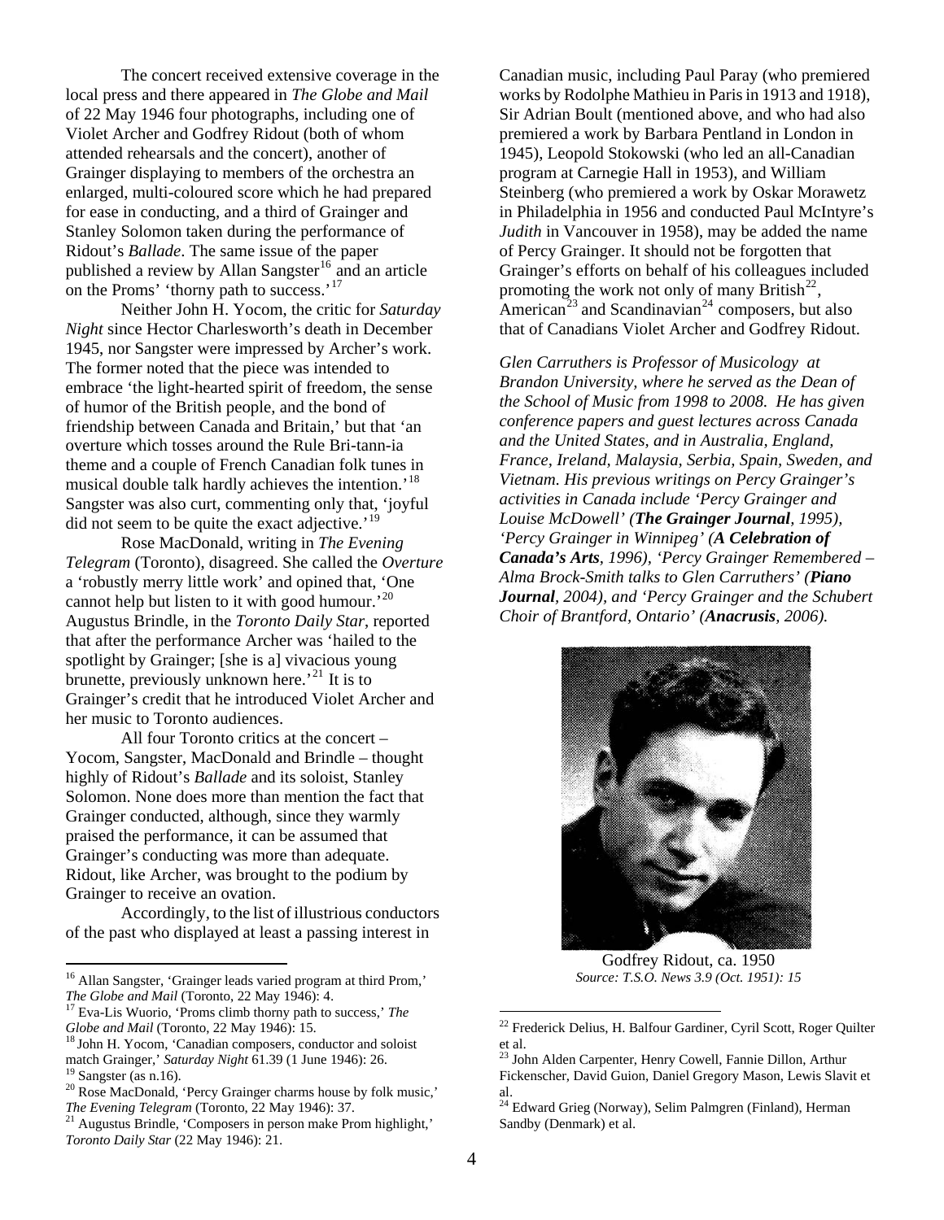The concert received extensive coverage in the local press and there appeared in *The Globe and Mail* of 22 May 1946 four photographs, including one of Violet Archer and Godfrey Ridout (both of whom attended rehearsals and the concert), another of Grainger displaying to members of the orchestra an enlarged, multi-coloured score which he had prepared for ease in conducting, and a third of Grainger and Stanley Solomon taken during the performance of Ridout's *Ballade*. The same issue of the paper published a review by Allan Sangster[16] and an article on the Proms' 'thorny path to success.'[17]

Neither John H. Yocom, the critic for *Saturday Night* since Hector Charlesworth's death in December 1945, nor Sangster were impressed by Archer's work. The former noted that the piece was intended to embrace 'the light-hearted spirit of freedom, the sense of humor of the British people, and the bond of friendship between Canada and Britain,' but that 'an overture which tosses around the Rule Bri-tann-ia theme and a couple of French Canadian folk tunes in musical double talk hardly achieves the intention.'[18] Sangster was also curt, commenting only that, 'joyful did not seem to be quite the exact adjective.'[19]

Rose MacDonald, writing in *The Evening Telegram* (Toronto), disagreed. She called the *Overture* a 'robustly merry little work' and opined that, 'One cannot help but listen to it with good humour.'[20] Augustus Brindle, in the *Toronto Daily Star*, reported that after the performance Archer was 'hailed to the spotlight by Grainger; [she is a] vivacious young brunette, previously unknown here.'[21] It is to Grainger's credit that he introduced Violet Archer and her music to Toronto audiences.

All four Toronto critics at the concert – Yocom, Sangster, MacDonald and Brindle – thought highly of Ridout's *Ballade* and its soloist, Stanley Solomon. None does more than mention the fact that Grainger conducted, although, since they warmly praised the performance, it can be assumed that Grainger's conducting was more than adequate. Ridout, like Archer, was brought to the podium by Grainger to receive an ovation.

Accordingly, to the list of illustrious conductors of the past who displayed at least a passing interest in Canadian music, including Paul Paray (who premiered works by Rodolphe Mathieu in Paris in 1913 and 1918), Sir Adrian Boult (mentioned above, and who had also premiered a work by Barbara Pentland in London in 1945), Leopold Stokowski (who led an all-Canadian program at Carnegie Hall in 1953), and William Steinberg (who premiered a work by Oskar Morawetz in Philadelphia in 1956 and conducted Paul McIntyre's *Judith* in Vancouver in 1958), may be added the name of Percy Grainger. It should not be forgotten that Grainger's efforts on behalf of his colleagues included promoting the work not only of many British[22], American[23] and Scandinavian[24] composers, but also that of Canadians Violet Archer and Godfrey Ridout.

*Glen Carruthers is Professor of Musicology at Brandon University, where he served as the Dean of the School of Music from 1998 to 2008. He has given conference papers and guest lectures across Canada and the United States, and in Australia, England, France, Ireland, Malaysia, Serbia, Spain, Sweden, and Vietnam. His previous writings on Percy Grainger's activities in Canada include 'Percy Grainger and Louise McDowell' (**The Grainger Journal**, 1995), 'Percy Grainger in Winnipeg' (**A Celebration of Canada's Arts**, 1996), 'Percy Grainger Remembered – Alma Brock-Smith talks to Glen Carruthers' (**Piano Journal**, 2004), and 'Percy Grainger and the Schubert Choir of Brantford, Ontario' (**Anacrusis**, 2006).*

Godfrey Ridout, ca. 1950
*Source: T.S.O. News 3.9 (Oct. 1951): 15*

---

[16] Allan Sangster, 'Grainger leads varied program at third Prom,' *The Globe and Mail* (Toronto, 22 May 1946): 4.

[17] Eva-Lis Wuorio, 'Proms climb thorny path to success,' *The Globe and Mail* (Toronto, 22 May 1946): 15.

[18] John H. Yocom, 'Canadian composers, conductor and soloist match Grainger,' *Saturday Night* 61.39 (1 June 1946): 26.

[19] Sangster (as n.16).

[20] Rose MacDonald, 'Percy Grainger charms house by folk music,' *The Evening Telegram* (Toronto, 22 May 1946): 37.

[21] Augustus Brindle, 'Composers in person make Prom highlight,' *Toronto Daily Star* (22 May 1946): 21.

[22] Frederick Delius, H. Balfour Gardiner, Cyril Scott, Roger Quilter et al.

[23] John Alden Carpenter, Henry Cowell, Fannie Dillon, Arthur Fickenscher, David Guion, Daniel Gregory Mason, Lewis Slavit et al.

[24] Edward Grieg (Norway), Selim Palmgren (Finland), Herman Sandby (Denmark) et al.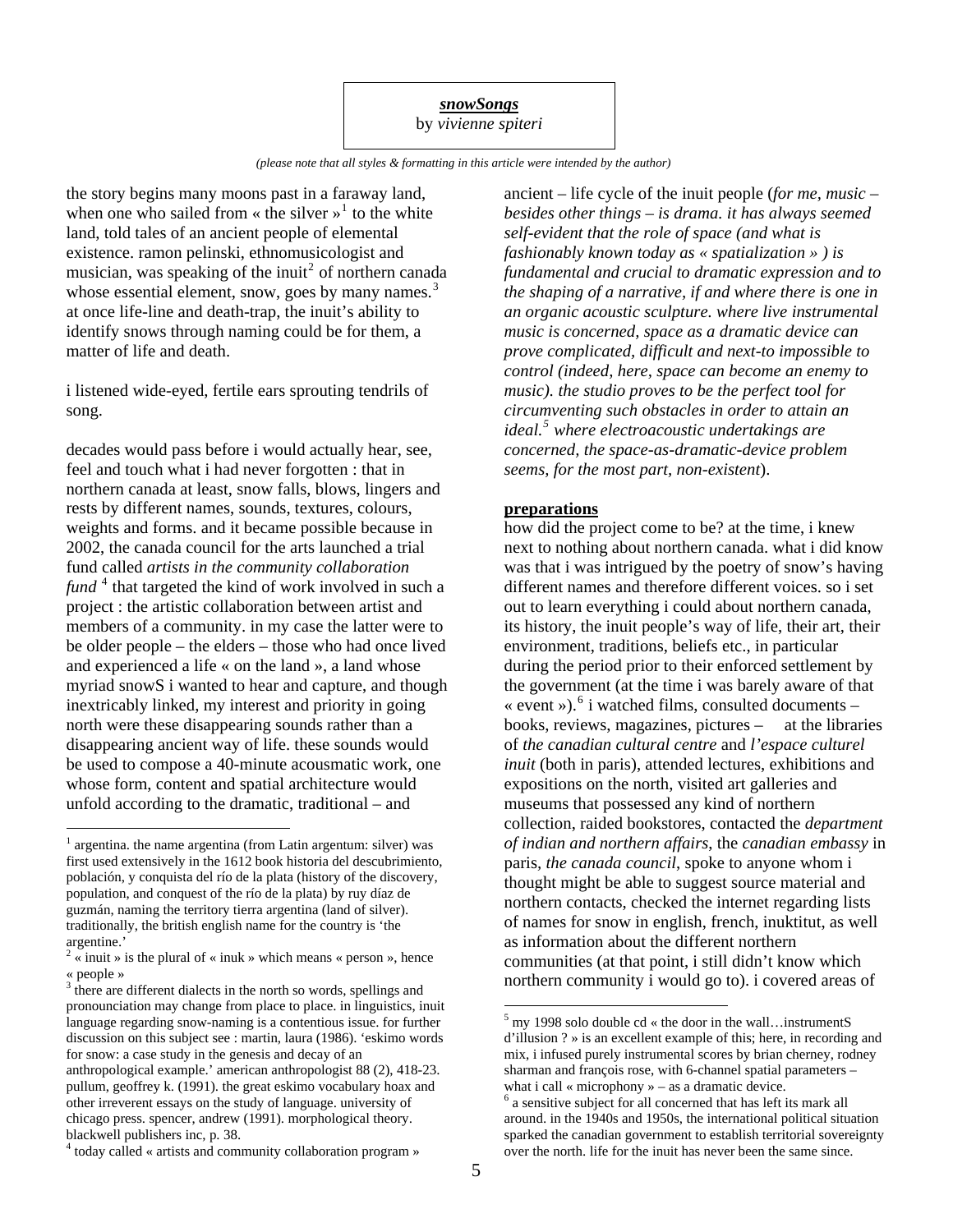***snowSongs***

by *vivienne spiteri*

*(please note that all styles & formatting in this article were intended by the author)*

the story begins many moons past in a faraway land, when one who sailed from « the silver »[1] to the white land, told tales of an ancient people of elemental existence. ramon pelinski, ethnomusicologist and musician, was speaking of the inuit[2] of northern canada whose essential element, snow, goes by many names.[3] at once life-line and death-trap, the inuit's ability to identify snows through naming could be for them, a matter of life and death.

i listened wide-eyed, fertile ears sprouting tendrils of song.

decades would pass before i would actually hear, see, feel and touch what i had never forgotten : that in northern canada at least, snow falls, blows, lingers and rests by different names, sounds, textures, colours, weights and forms. and it became possible because in 2002, the canada council for the arts launched a trial fund called *artists in the community collaboration fund* [4] that targeted the kind of work involved in such a project : the artistic collaboration between artist and members of a community. in my case the latter were to be older people – the elders – those who had once lived and experienced a life « on the land », a land whose myriad snowS i wanted to hear and capture, and though inextricably linked, my interest and priority in going north were these disappearing sounds rather than a disappearing ancient way of life. these sounds would be used to compose a 40-minute acousmatic work, one whose form, content and spatial architecture would unfold according to the dramatic, traditional – and ancient – life cycle of the inuit people (*for me, music – besides other things – is drama. it has always seemed self-evident that the role of space (and what is fashionably known today as « spatialization » ) is fundamental and crucial to dramatic expression and to the shaping of a narrative, if and where there is one in an organic acoustic sculpture. where live instrumental music is concerned, space as a dramatic device can prove complicated, difficult and next-to impossible to control (indeed, here, space can become an enemy to music). the studio proves to be the perfect tool for circumventing such obstacles in order to attain an ideal.*[5] *where electroacoustic undertakings are concerned, the space-as-dramatic-device problem seems, for the most part, non-existent*).

**preparations**

how did the project come to be? at the time, i knew next to nothing about northern canada. what i did know was that i was intrigued by the poetry of snow's having different names and therefore different voices. so i set out to learn everything i could about northern canada, its history, the inuit people's way of life, their art, their environment, traditions, beliefs etc., in particular during the period prior to their enforced settlement by the government (at the time i was barely aware of that « event »).[6] i watched films, consulted documents – books, reviews, magazines, pictures – at the libraries of *the canadian cultural centre* and *l'espace culturel inuit* (both in paris), attended lectures, exhibitions and expositions on the north, visited art galleries and museums that possessed any kind of northern collection, raided bookstores, contacted the *department of indian and northern affairs*, the *canadian embassy* in paris, *the canada council*, spoke to anyone whom i thought might be able to suggest source material and northern contacts, checked the internet regarding lists of names for snow in english, french, inuktitut, as well as information about the different northern communities (at that point, i still didn't know which northern community i would go to). i covered areas of

---

[1] argentina. the name argentina (from Latin argentum: silver) was first used extensively in the 1612 book historia del descubrimiento, población, y conquista del río de la plata (history of the discovery, population, and conquest of the río de la plata) by ruy díaz de guzmán, naming the territory tierra argentina (land of silver). traditionally, the british english name for the country is 'the argentine.'

[2] « inuit » is the plural of « inuk » which means « person », hence « people »

[3] there are different dialects in the north so words, spellings and pronounciation may change from place to place. in linguistics, inuit language regarding snow-naming is a contentious issue. for further discussion on this subject see : martin, laura (1986). 'eskimo words for snow: a case study in the genesis and decay of an anthropological example.' american anthropologist 88 (2), 418-23. pullum, geoffrey k. (1991). the great eskimo vocabulary hoax and other irreverent essays on the study of language. university of chicago press. spencer, andrew (1991). morphological theory. blackwell publishers inc, p. 38.

[4] today called « artists and community collaboration program »

[5] my 1998 solo double cd « the door in the wall…instrumentS d'illusion ? » is an excellent example of this; here, in recording and mix, i infused purely instrumental scores by brian cherney, rodney sharman and françois rose, with 6-channel spatial parameters – what i call « microphony » – as a dramatic device.

[6] a sensitive subject for all concerned that has left its mark all around. in the 1940s and 1950s, the international political situation sparked the canadian government to establish territorial sovereignty over the north. life for the inuit has never been the same since.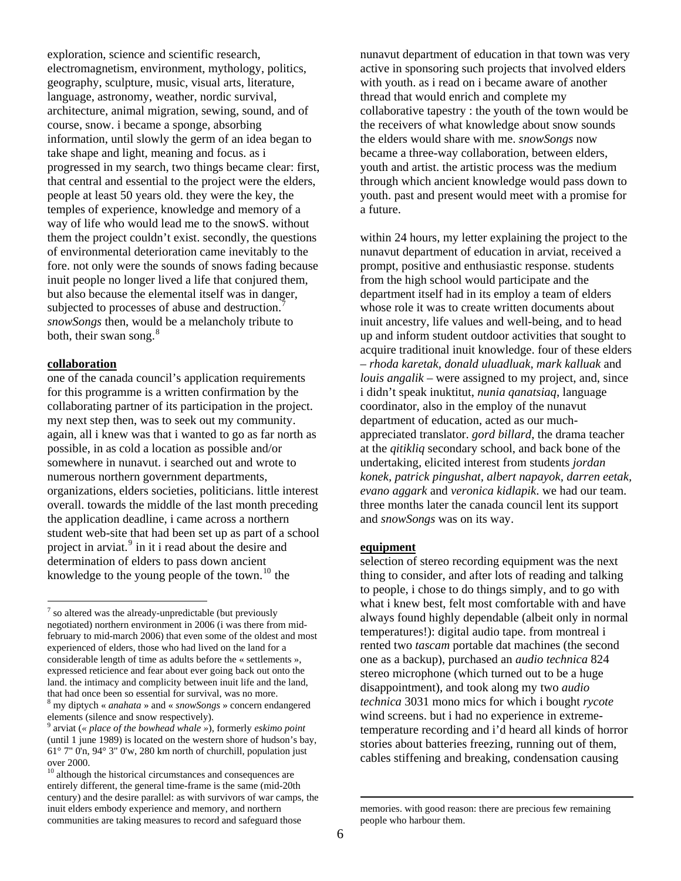exploration, science and scientific research, electromagnetism, environment, mythology, politics, geography, sculpture, music, visual arts, literature, language, astronomy, weather, nordic survival, architecture, animal migration, sewing, sound, and of course, snow. i became a sponge, absorbing information, until slowly the germ of an idea began to take shape and light, meaning and focus. as i progressed in my search, two things became clear: first, that central and essential to the project were the elders, people at least 50 years old. they were the key, the temples of experience, knowledge and memory of a way of life who would lead me to the snowS. without them the project couldn't exist. secondly, the questions of environmental deterioration came inevitably to the fore. not only were the sounds of snows fading because inuit people no longer lived a life that conjured them, but also because the elemental itself was in danger, subjected to processes of abuse and destruction.[7] *snowSongs* then, would be a melancholy tribute to both, their swan song.[8]

**collaboration**

one of the canada council's application requirements for this programme is a written confirmation by the collaborating partner of its participation in the project. my next step then, was to seek out my community. again, all i knew was that i wanted to go as far north as possible, in as cold a location as possible and/or somewhere in nunavut. i searched out and wrote to numerous northern government departments, organizations, elders societies, politicians. little interest overall. towards the middle of the last month preceding the application deadline, i came across a northern student web-site that had been set up as part of a school project in arviat.[9] in it i read about the desire and determination of elders to pass down ancient knowledge to the young people of the town.[10] the nunavut department of education in that town was very active in sponsoring such projects that involved elders with youth. as i read on i became aware of another thread that would enrich and complete my collaborative tapestry : the youth of the town would be the receivers of what knowledge about snow sounds the elders would share with me. *snowSongs* now became a three-way collaboration, between elders, youth and artist. the artistic process was the medium through which ancient knowledge would pass down to youth. past and present would meet with a promise for a future.

within 24 hours, my letter explaining the project to the nunavut department of education in arviat, received a prompt, positive and enthusiastic response. students from the high school would participate and the department itself had in its employ a team of elders whose role it was to create written documents about inuit ancestry, life values and well-being, and to head up and inform student outdoor activities that sought to acquire traditional inuit knowledge. four of these elders – *rhoda karetak, donald uluadluak, mark kalluak* and *louis angalik* – were assigned to my project, and, since i didn't speak inuktitut, *nunia qanatsiaq*, language coordinator, also in the employ of the nunavut department of education, acted as our much-appreciated translator. *gord billard*, the drama teacher at the *qitikliq* secondary school, and back bone of the undertaking, elicited interest from students *jordan konek, patrick pingushat, albert napayok, darren eetak, evano aggark* and *veronica kidlapik*. we had our team. three months later the canada council lent its support and *snowSongs* was on its way.

**equipment**

selection of stereo recording equipment was the next thing to consider, and after lots of reading and talking to people, i chose to do things simply, and to go with what i knew best, felt most comfortable with and have always found highly dependable (albeit only in normal temperatures!): digital audio tape. from montreal i rented two *tascam* portable dat machines (the second one as a backup), purchased an *audio technica* 824 stereo microphone (which turned out to be a huge disappointment), and took along my two *audio technica* 3031 mono mics for which i bought *rycote* wind screens. but i had no experience in extreme-temperature recording and i'd heard all kinds of horror stories about batteries freezing, running out of them, cables stiffening and breaking, condensation causing

---

[7] so altered was the already-unpredictable (but previously negotiated) northern environment in 2006 (i was there from mid-february to mid-march 2006) that even some of the oldest and most experienced of elders, those who had lived on the land for a considerable length of time as adults before the « settlements », expressed reticience and fear about ever going back out onto the land. the intimacy and complicity between inuit life and the land, that had once been so essential for survival, was no more.

[8] my diptych « *anahata* » and « *snowSongs* » concern endangered elements (silence and snow respectively).

[9] arviat (*« place of the bowhead whale »*), formerly *eskimo point* (until 1 june 1989) is located on the western shore of hudson's bay, 61° 7" 0'n, 94° 3" 0'w, 280 km north of churchill, population just over 2000.

[10] although the historical circumstances and consequences are entirely different, the general time-frame is the same (mid-20th century) and the desire parallel: as with survivors of war camps, the inuit elders embody experience and memory, and northern communities are taking measures to record and safeguard those memories. with good reason: there are precious few remaining people who harbour them.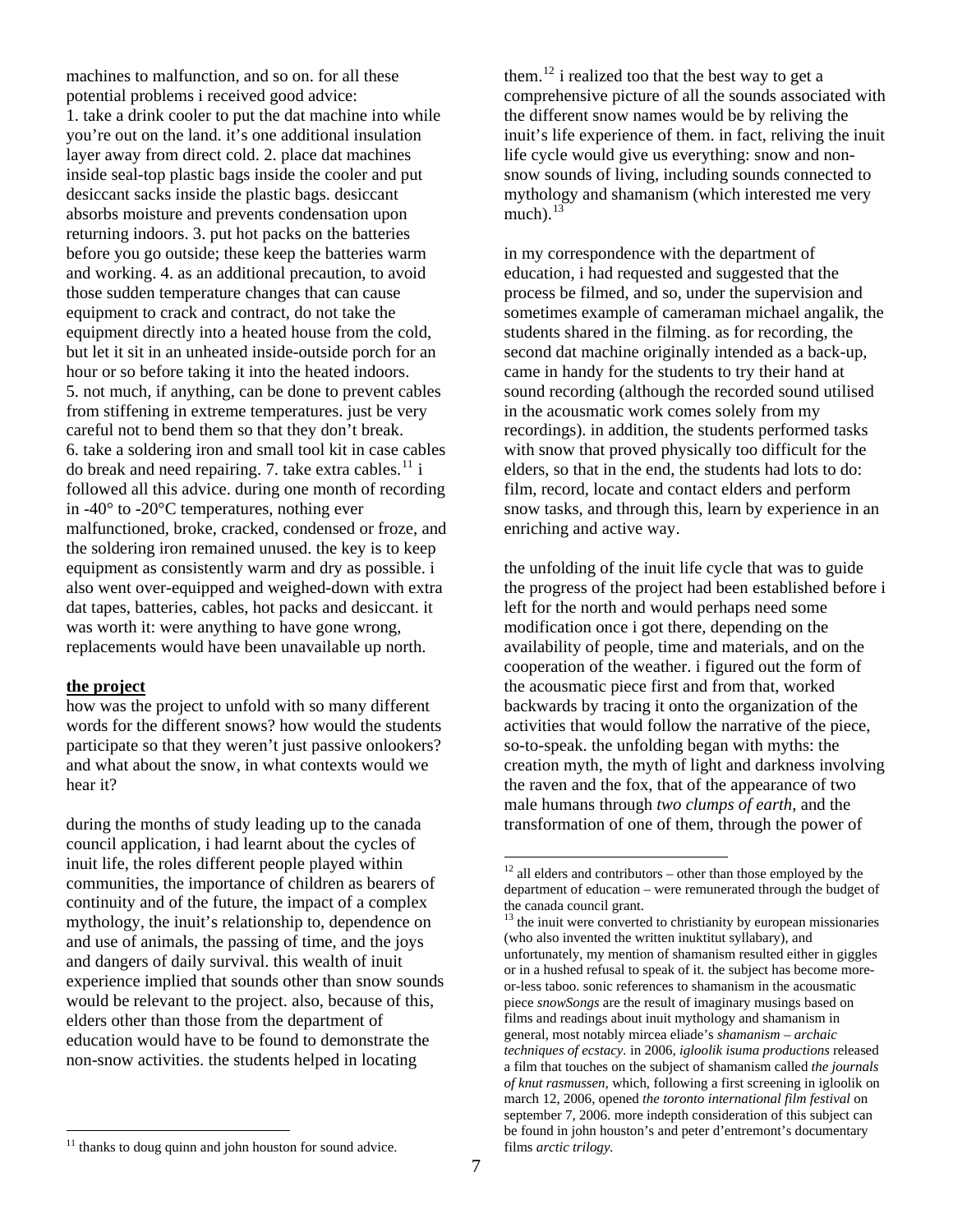machines to malfunction, and so on. for all these potential problems i received good advice: 1. take a drink cooler to put the dat machine into while you're out on the land. it's one additional insulation layer away from direct cold. 2. place dat machines inside seal-top plastic bags inside the cooler and put desiccant sacks inside the plastic bags. desiccant absorbs moisture and prevents condensation upon returning indoors. 3. put hot packs on the batteries before you go outside; these keep the batteries warm and working. 4. as an additional precaution, to avoid those sudden temperature changes that can cause equipment to crack and contract, do not take the equipment directly into a heated house from the cold, but let it sit in an unheated inside-outside porch for an hour or so before taking it into the heated indoors. 5. not much, if anything, can be done to prevent cables from stiffening in extreme temperatures. just be very careful not to bend them so that they don't break. 6. take a soldering iron and small tool kit in case cables do break and need repairing. 7. take extra cables.[11] i followed all this advice. during one month of recording in -40° to -20°C temperatures, nothing ever malfunctioned, broke, cracked, condensed or froze, and the soldering iron remained unused. the key is to keep equipment as consistently warm and dry as possible. i also went over-equipped and weighed-down with extra dat tapes, batteries, cables, hot packs and desiccant. it was worth it: were anything to have gone wrong, replacements would have been unavailable up north.

**the project**

how was the project to unfold with so many different words for the different snows? how would the students participate so that they weren't just passive onlookers? and what about the snow, in what contexts would we hear it?

during the months of study leading up to the canada council application, i had learnt about the cycles of inuit life, the roles different people played within communities, the importance of children as bearers of continuity and of the future, the impact of a complex mythology, the inuit's relationship to, dependence on and use of animals, the passing of time, and the joys and dangers of daily survival. this wealth of inuit experience implied that sounds other than snow sounds would be relevant to the project. also, because of this, elders other than those from the department of education would have to be found to demonstrate the non-snow activities. the students helped in locating them.[12] i realized too that the best way to get a comprehensive picture of all the sounds associated with the different snow names would be by reliving the inuit's life experience of them. in fact, reliving the inuit life cycle would give us everything: snow and non-snow sounds of living, including sounds connected to mythology and shamanism (which interested me very much).[13]

in my correspondence with the department of education, i had requested and suggested that the process be filmed, and so, under the supervision and sometimes example of cameraman michael angalik, the students shared in the filming. as for recording, the second dat machine originally intended as a back-up, came in handy for the students to try their hand at sound recording (although the recorded sound utilised in the acousmatic work comes solely from my recordings). in addition, the students performed tasks with snow that proved physically too difficult for the elders, so that in the end, the students had lots to do: film, record, locate and contact elders and perform snow tasks, and through this, learn by experience in an enriching and active way.

the unfolding of the inuit life cycle that was to guide the progress of the project had been established before i left for the north and would perhaps need some modification once i got there, depending on the availability of people, time and materials, and on the cooperation of the weather. i figured out the form of the acousmatic piece first and from that, worked backwards by tracing it onto the organization of the activities that would follow the narrative of the piece, so-to-speak. the unfolding began with myths: the creation myth, the myth of light and darkness involving the raven and the fox, that of the appearance of two male humans through *two clumps of earth*, and the transformation of one of them, through the power of

---

[11] thanks to doug quinn and john houston for sound advice.

[12] all elders and contributors – other than those employed by the department of education – were remunerated through the budget of the canada council grant.

[13] the inuit were converted to christianity by european missionaries (who also invented the written inuktitut syllabary), and unfortunately, my mention of shamanism resulted either in giggles or in a hushed refusal to speak of it. the subject has become more-or-less taboo. sonic references to shamanism in the acousmatic piece *snowSongs* are the result of imaginary musings based on films and readings about inuit mythology and shamanism in general, most notably mircea eliade's *shamanism – archaic techniques of ecstacy*. in 2006, *igloolik isuma productions* released a film that touches on the subject of shamanism called *the journals of knut rasmussen*, which, following a first screening in igloolik on march 12, 2006, opened *the toronto international film festival* on september 7, 2006. more indepth consideration of this subject can be found in john houston's and peter d'entremont's documentary films *arctic trilogy*.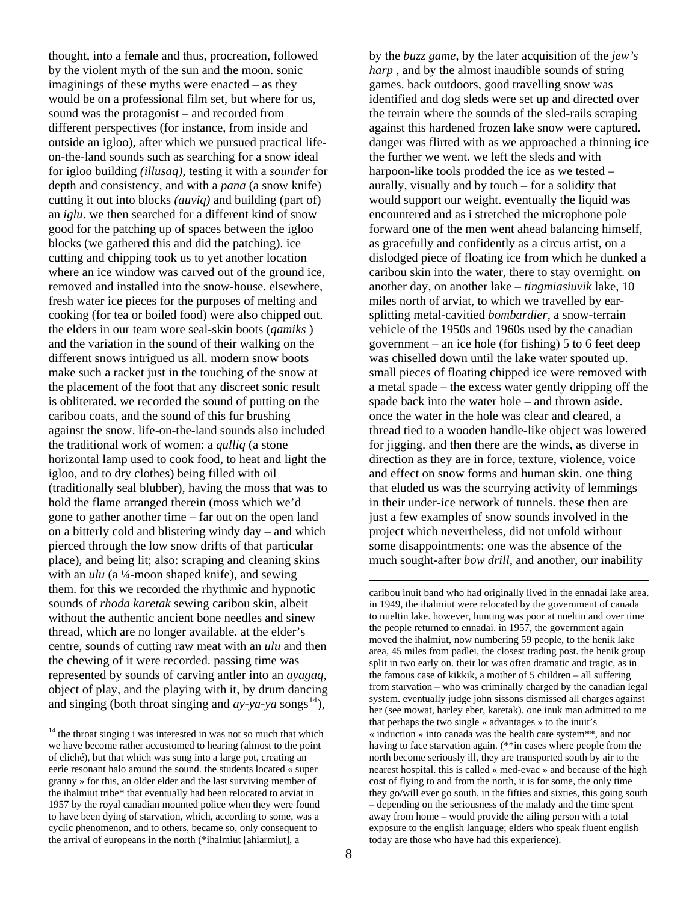thought, into a female and thus, procreation, followed by the violent myth of the sun and the moon. sonic imaginings of these myths were enacted – as they would be on a professional film set, but where for us, sound was the protagonist – and recorded from different perspectives (for instance, from inside and outside an igloo), after which we pursued practical life-on-the-land sounds such as searching for a snow ideal for igloo building *(illusaq)*, testing it with a *sounder* for depth and consistency, and with a *pana* (a snow knife) cutting it out into blocks *(auviq)* and building (part of) an *iglu*. we then searched for a different kind of snow good for the patching up of spaces between the igloo blocks (we gathered this and did the patching). ice cutting and chipping took us to yet another location where an ice window was carved out of the ground ice, removed and installed into the snow-house. elsewhere, fresh water ice pieces for the purposes of melting and cooking (for tea or boiled food) were also chipped out. the elders in our team wore seal-skin boots (*qamiks* ) and the variation in the sound of their walking on the different snows intrigued us all. modern snow boots make such a racket just in the touching of the snow at the placement of the foot that any discreet sonic result is obliterated. we recorded the sound of putting on the caribou coats, and the sound of this fur brushing against the snow. life-on-the-land sounds also included the traditional work of women: a *qulliq* (a stone horizontal lamp used to cook food, to heat and light the igloo, and to dry clothes) being filled with oil (traditionally seal blubber), having the moss that was to hold the flame arranged therein (moss which we'd gone to gather another time – far out on the open land on a bitterly cold and blistering windy day – and which pierced through the low snow drifts of that particular place), and being lit; also: scraping and cleaning skins with an *ulu* (a ¼-moon shaped knife), and sewing them. for this we recorded the rhythmic and hypnotic sounds of *rhoda karetak* sewing caribou skin, albeit without the authentic ancient bone needles and sinew thread, which are no longer available. at the elder's centre, sounds of cutting raw meat with an *ulu* and then the chewing of it were recorded. passing time was represented by sounds of carving antler into an *ayagaq*, object of play, and the playing with it, by drum dancing and singing (both throat singing and *ay-ya-ya* songs[14]), by the *buzz game*, by the later acquisition of the *jew's harp* , and by the almost inaudible sounds of string games. back outdoors, good travelling snow was identified and dog sleds were set up and directed over the terrain where the sounds of the sled-rails scraping against this hardened frozen lake snow were captured. danger was flirted with as we approached a thinning ice the further we went. we left the sleds and with harpoon-like tools prodded the ice as we tested – aurally, visually and by touch – for a solidity that would support our weight. eventually the liquid was encountered and as i stretched the microphone pole forward one of the men went ahead balancing himself, as gracefully and confidently as a circus artist, on a dislodged piece of floating ice from which he dunked a caribou skin into the water, there to stay overnight. on another day, on another lake – *tingmiasiuvik* lake, 10 miles north of arviat, to which we travelled by ear-splitting metal-cavitied *bombardier*, a snow-terrain vehicle of the 1950s and 1960s used by the canadian government – an ice hole (for fishing) 5 to 6 feet deep was chiselled down until the lake water spouted up. small pieces of floating chipped ice were removed with a metal spade – the excess water gently dripping off the spade back into the water hole – and thrown aside. once the water in the hole was clear and cleared, a thread tied to a wooden handle-like object was lowered for jigging. and then there are the winds, as diverse in direction as they are in force, texture, violence, voice and effect on snow forms and human skin. one thing that eluded us was the scurrying activity of lemmings in their under-ice network of tunnels. these then are just a few examples of snow sounds involved in the project which nevertheless, did not unfold without some disappointments: one was the absence of the much sought-after *bow drill*, and another, our inability

[14] the throat singing i was interested in was not so much that which we have become rather accustomed to hearing (almost to the point of cliché), but that which was sung into a large pot, creating an eerie resonant halo around the sound. the students located « super granny » for this, an older elder and the last surviving member of the ihalmiut tribe* that eventually had been relocated to arviat in 1957 by the royal canadian mounted police when they were found to have been dying of starvation, which, according to some, was a cyclic phenomenon, and to others, became so, only consequent to the arrival of europeans in the north (*ihalmiut [ahiarmiut], a caribou inuit band who had originally lived in the ennadai lake area. in 1949, the ihalmiut were relocated by the government of canada to nueltin lake. however, hunting was poor at nueltin and over time the people returned to ennadai. in 1957, the government again moved the ihalmiut, now numbering 59 people, to the henik lake area, 45 miles from padlei, the closest trading post. the henik group split in two early on. their lot was often dramatic and tragic, as in the famous case of kikkik, a mother of 5 children – all suffering from starvation – who was criminally charged by the canadian legal system. eventually judge john sissons dismissed all charges against her (see mowat, harley eber, karetak). one inuk man admitted to me that perhaps the two single « advantages » to the inuit's « induction » into canada was the health care system**, and not having to face starvation again. (**in cases where people from the north become seriously ill, they are transported south by air to the nearest hospital. this is called « med-evac » and because of the high cost of flying to and from the north, it is for some, the only time they go/will ever go south. in the fifties and sixties, this going south – depending on the seriousness of the malady and the time spent away from home – would provide the ailing person with a total exposure to the english language; elders who speak fluent english today are those who have had this experience).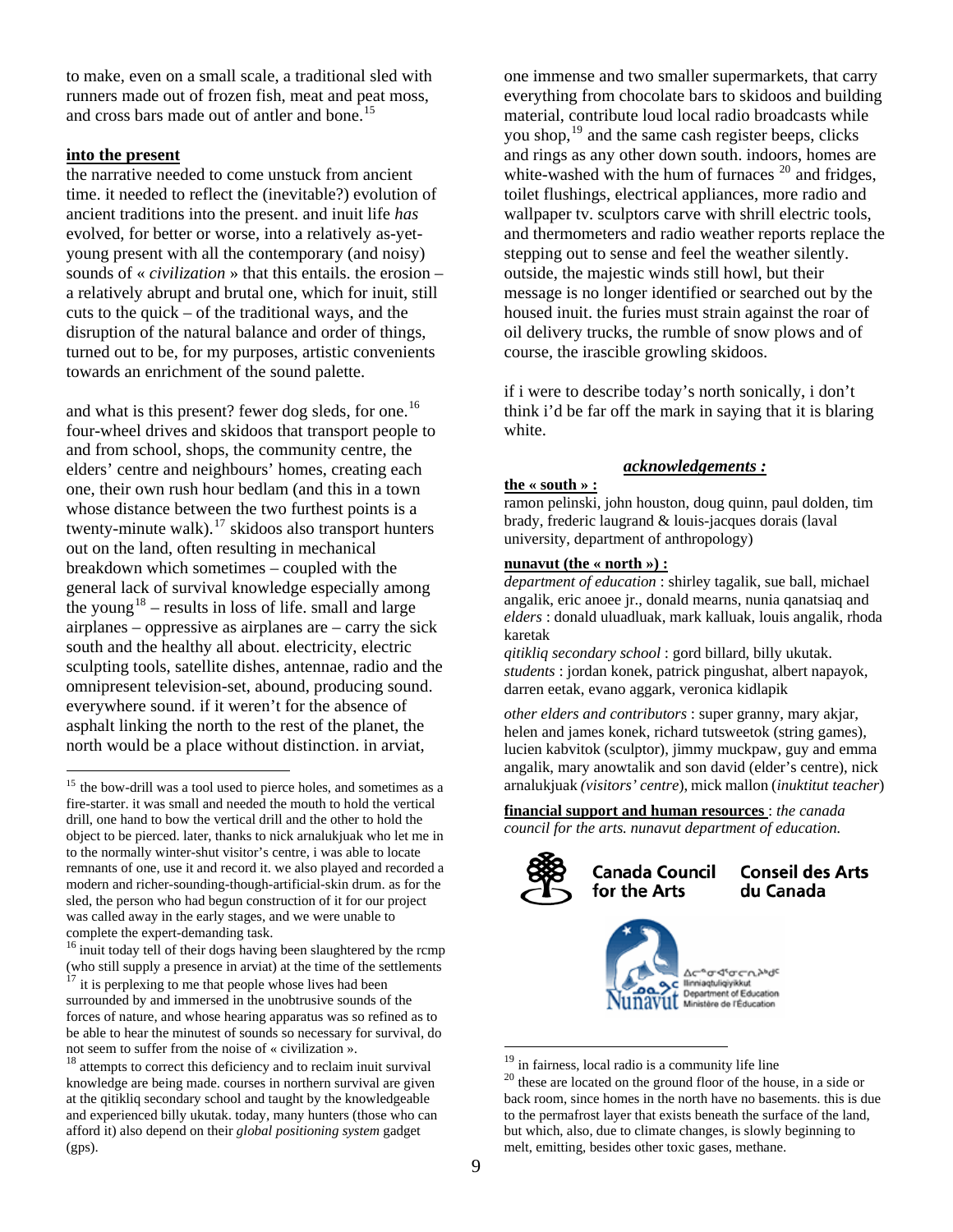to make, even on a small scale, a traditional sled with runners made out of frozen fish, meat and peat moss, and cross bars made out of antler and bone.[15]

**into the present**

the narrative needed to come unstuck from ancient time. it needed to reflect the (inevitable?) evolution of ancient traditions into the present. and inuit life *has* evolved, for better or worse, into a relatively as-yet-young present with all the contemporary (and noisy) sounds of « *civilization* » that this entails. the erosion – a relatively abrupt and brutal one, which for inuit, still cuts to the quick – of the traditional ways, and the disruption of the natural balance and order of things, turned out to be, for my purposes, artistic convenients towards an enrichment of the sound palette.

and what is this present? fewer dog sleds, for one.[16] four-wheel drives and skidoos that transport people to and from school, shops, the community centre, the elders' centre and neighbours' homes, creating each one, their own rush hour bedlam (and this in a town whose distance between the two furthest points is a twenty-minute walk).[17] skidoos also transport hunters out on the land, often resulting in mechanical breakdown which sometimes – coupled with the general lack of survival knowledge especially among the young[18] – results in loss of life. small and large airplanes – oppressive as airplanes are – carry the sick south and the healthy all about. electricity, electric sculpting tools, satellite dishes, antennae, radio and the omnipresent television-set, abound, producing sound. everywhere sound. if it weren't for the absence of asphalt linking the north to the rest of the planet, the north would be a place without distinction. in arviat, one immense and two smaller supermarkets, that carry everything from chocolate bars to skidoos and building material, contribute loud local radio broadcasts while you shop,[19] and the same cash register beeps, clicks and rings as any other down south. indoors, homes are white-washed with the hum of furnaces [20] and fridges, toilet flushings, electrical appliances, more radio and wallpaper tv. sculptors carve with shrill electric tools, and thermometers and radio weather reports replace the stepping out to sense and feel the weather silently. outside, the majestic winds still howl, but their message is no longer identified or searched out by the housed inuit. the furies must strain against the roar of oil delivery trucks, the rumble of snow plows and of course, the irascible growling skidoos.

if i were to describe today's north sonically, i don't think i'd be far off the mark in saying that it is blaring white.

## ***acknowledgements :***

**the « south » :**
ramon pelinski, john houston, doug quinn, paul dolden, tim brady, frederic laugrand & louis-jacques dorais (laval university, department of anthropology)

**nunavut (the « north ») :**
*department of education* : shirley tagalik, sue ball, michael angalik, eric anoee jr., donald mearns, nunia qanatsiaq and *elders* : donald uluadluak, mark kalluak, louis angalik, rhoda karetak
*qitikliq secondary school* : gord billard, billy ukutak.
*students* : jordan konek, patrick pingushat, albert napayok, darren eetak, evano aggark, veronica kidlapik

*other elders and contributors* : super granny, mary akjar, helen and james konek, richard tutsweetok (string games), lucien kabvitok (sculptor), jimmy muckpaw, guy and emma angalik, mary anowtalik and son david (elder's centre), nick arnalukjuak *(visitors' centre)*, mick mallon (*inuktitut teacher*)

**financial support and human resources** : *the canada council for the arts. nunavut department of education.*

Canada Council for the Arts — Conseil des Arts du Canada

ᐃᓕᓐᓂᐊᖅᑐᓕᕆᔨᒃᑯᑦ Ilinniaqtuliqiyikkut Department of Education Ministère de l'Éducation — Nunavut

---

[15] the bow-drill was a tool used to pierce holes, and sometimes as a fire-starter. it was small and needed the mouth to hold the vertical drill, one hand to bow the vertical drill and the other to hold the object to be pierced. later, thanks to nick arnalukjuak who let me in to the normally winter-shut visitor's centre, i was able to locate remnants of one, use it and record it. we also played and recorded a modern and richer-sounding-though-artificial-skin drum. as for the sled, the person who had begun construction of it for our project was called away in the early stages, and we were unable to complete the expert-demanding task.

[16] inuit today tell of their dogs having been slaughtered by the rcmp (who still supply a presence in arviat) at the time of the settlements

[17] it is perplexing to me that people whose lives had been surrounded by and immersed in the unobtrusive sounds of the forces of nature, and whose hearing apparatus was so refined as to be able to hear the minutest of sounds so necessary for survival, do not seem to suffer from the noise of « civilization ».

[18] attempts to correct this deficiency and to reclaim inuit survival knowledge are being made. courses in northern survival are given at the qitikliq secondary school and taught by the knowledgeable and experienced billy ukutak. today, many hunters (those who can afford it) also depend on their *global positioning system* gadget (gps).

[19] in fairness, local radio is a community life line

[20] these are located on the ground floor of the house, in a side or back room, since homes in the north have no basements. this is due to the permafrost layer that exists beneath the surface of the land, but which, also, due to climate changes, is slowly beginning to melt, emitting, besides other toxic gases, methane.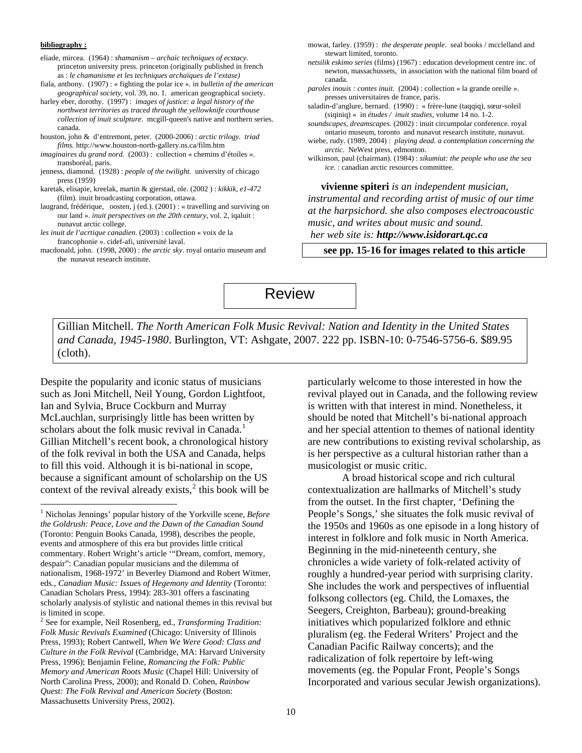**bibliography :**

eliade, mircea. (1964) : *shamanism – archaic techniques of ecstacy*. princeton university press. princeton (originally published in french as : *le chamanisme et les techniques archaïques de l'extase)*

fiala, anthony. (1907) : « fighting the polar ice ». in *bulletin of the american geographical society*, vol. 39, no. 1. american geographical society.

harley eber, dorothy. (1997) : *images of justice: a legal history of the northwest territories as traced through the yellowknife courthouse collection of inuit sculpture*. mcgill-queen's native and northern series. canada.

houston, john & d'entremont, peter. (2000-2006) : *arctic trilogy. triad films.* http://www.houston-north-gallery.ns.ca/film.htm

*imaginaires du grand nord.* (2003) : collection « chemins d'étoiles ». transboréal, paris.

jenness, diamond. (1928) : *people of the twilight.* university of chicago press (1959)

karetak, elisapie, kreelak, martin & gjerstad, ole. (2002 ) : *kikkik, e1-472* (film). inuit broadcasting corporation, ottawa.

laugrand, frédérique, oosten, j (ed.). (2001) : « travelling and surviving on our land ». *inuit perspectives on the 20th century*, vol. 2, iqaluit : nunavut arctic college.

*les inuit de l'acrtique canadien.* (2003) : collection « voix de la francophonie ». cidef-afi, université laval.

macdonald, john. (1998, 2000) : *the arctic sky*. royal ontario museum and the nunavut research institute.

mowat, farley. (1959) : *the desperate people*. seal books / mcclelland and stewart limited, toronto.

*netsilik eskimo series* (films) (1967) : education development centre inc. of newton, massachussets, in association with the national film board of canada.

*paroles inouis : contes inuit.* (2004) : collection « la grande oreille ». presses universitaires de france, paris.

saladin-d'anglure, bernard. (1990) : « frère-lune (taqqiq), sœur-soleil (siqiniq) » in *études / inuit studies*, volume 14 no. 1-2.

*soundscapes, dreamscapes.* (2002) : inuit circumpolar conference. royal ontario museum, toronto and nunavut research institute, nunavut.

wiebe, rudy. (1989, 2004) : *playing dead. a contemplation concerning the arctic*. NeWest press, edmonton.

wilkinson, paul (chairman). (1984) : *sikumiut: the people who use the sea ice.* : canadian arctic resources committee.

**vivienne spiteri** *is an independent musician, instrumental and recording artist of music of our time at the harpsichord. she also composes electroacoustic music, and writes about music and sound. her web site is:* ***http://www.isidorart.qc.ca***

**see pp. 15-16 for images related to this article**

# Review

Gillian Mitchell. *The North American Folk Music Revival: Nation and Identity in the United States and Canada, 1945-1980*. Burlington, VT: Ashgate, 2007. 222 pp. ISBN-10: 0-7546-5756-6. $89.95 (cloth).

Despite the popularity and iconic status of musicians such as Joni Mitchell, Neil Young, Gordon Lightfoot, Ian and Sylvia, Bruce Cockburn and Murray McLauchlan, surprisingly little has been written by scholars about the folk music revival in Canada.[1] Gillian Mitchell's recent book, a chronological history of the folk revival in both the USA and Canada, helps to fill this void. Although it is bi-national in scope, because a significant amount of scholarship on the US context of the revival already exists,[2] this book will be particularly welcome to those interested in how the revival played out in Canada, and the following review is written with that interest in mind. Nonetheless, it should be noted that Mitchell's bi-national approach and her special attention to themes of national identity are new contributions to existing revival scholarship, as is her perspective as a cultural historian rather than a musicologist or music critic.

A broad historical scope and rich cultural contextualization are hallmarks of Mitchell's study from the outset. In the first chapter, 'Defining the People's Songs,' she situates the folk music revival of the 1950s and 1960s as one episode in a long history of interest in folklore and folk music in North America. Beginning in the mid-nineteenth century, she chronicles a wide variety of folk-related activity of roughly a hundred-year period with surprising clarity. She includes the work and perspectives of influential folksong collectors (eg. Child, the Lomaxes, the Seegers, Creighton, Barbeau); ground-breaking initiatives which popularized folklore and ethnic pluralism (eg. the Federal Writers' Project and the Canadian Pacific Railway concerts); and the radicalization of folk repertoire by left-wing movements (eg. the Popular Front, People's Songs Incorporated and various secular Jewish organizations).

---

[1] Nicholas Jennings' popular history of the Yorkville scene, *Before the Goldrush: Peace, Love and the Dawn of the Canadian Sound* (Toronto: Penguin Books Canada, 1998), describes the people, events and atmosphere of this era but provides little critical commentary. Robert Wright's article '"Dream, comfort, memory, despair": Canadian popular musicians and the dilemma of nationalism, 1968-1972' in Beverley Diamond and Robert Witmer, eds., *Canadian Music: Issues of Hegemony and Identity* (Toronto: Canadian Scholars Press, 1994): 283-301 offers a fascinating scholarly analysis of stylistic and national themes in this revival but is limited in scope.

[2] See for example, Neil Rosenberg, ed., *Transforming Tradition: Folk Music Revivals Examined* (Chicago: University of Illinois Press, 1993); Robert Cantwell, *When We Were Good: Class and Culture in the Folk Revival* (Cambridge, MA: Harvard University Press, 1996); Benjamin Feline, *Romancing the Folk: Public Memory and American Roots Music* (Chapel Hill: University of North Carolina Press, 2000); and Ronald D. Cohen, *Rainbow Quest: The Folk Revival and American Society* (Boston: Massachusetts University Press, 2002).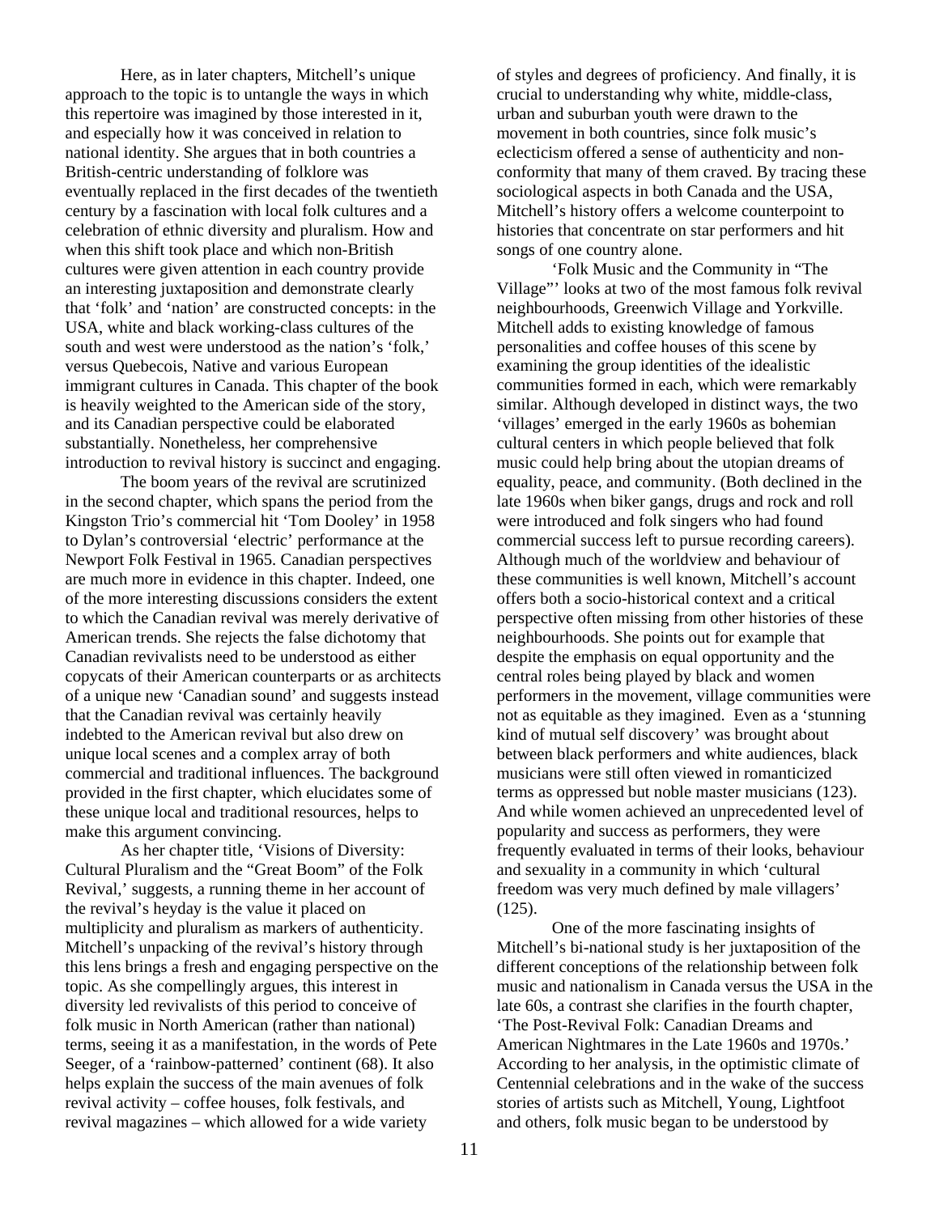Here, as in later chapters, Mitchell's unique approach to the topic is to untangle the ways in which this repertoire was imagined by those interested in it, and especially how it was conceived in relation to national identity. She argues that in both countries a British-centric understanding of folklore was eventually replaced in the first decades of the twentieth century by a fascination with local folk cultures and a celebration of ethnic diversity and pluralism. How and when this shift took place and which non-British cultures were given attention in each country provide an interesting juxtaposition and demonstrate clearly that 'folk' and 'nation' are constructed concepts: in the USA, white and black working-class cultures of the south and west were understood as the nation's 'folk,' versus Quebecois, Native and various European immigrant cultures in Canada. This chapter of the book is heavily weighted to the American side of the story, and its Canadian perspective could be elaborated substantially. Nonetheless, her comprehensive introduction to revival history is succinct and engaging.

The boom years of the revival are scrutinized in the second chapter, which spans the period from the Kingston Trio's commercial hit 'Tom Dooley' in 1958 to Dylan's controversial 'electric' performance at the Newport Folk Festival in 1965. Canadian perspectives are much more in evidence in this chapter. Indeed, one of the more interesting discussions considers the extent to which the Canadian revival was merely derivative of American trends. She rejects the false dichotomy that Canadian revivalists need to be understood as either copycats of their American counterparts or as architects of a unique new 'Canadian sound' and suggests instead that the Canadian revival was certainly heavily indebted to the American revival but also drew on unique local scenes and a complex array of both commercial and traditional influences. The background provided in the first chapter, which elucidates some of these unique local and traditional resources, helps to make this argument convincing.

As her chapter title, 'Visions of Diversity: Cultural Pluralism and the "Great Boom" of the Folk Revival,' suggests, a running theme in her account of the revival's heyday is the value it placed on multiplicity and pluralism as markers of authenticity. Mitchell's unpacking of the revival's history through this lens brings a fresh and engaging perspective on the topic. As she compellingly argues, this interest in diversity led revivalists of this period to conceive of folk music in North American (rather than national) terms, seeing it as a manifestation, in the words of Pete Seeger, of a 'rainbow-patterned' continent (68). It also helps explain the success of the main avenues of folk revival activity – coffee houses, folk festivals, and revival magazines – which allowed for a wide variety of styles and degrees of proficiency. And finally, it is crucial to understanding why white, middle-class, urban and suburban youth were drawn to the movement in both countries, since folk music's eclecticism offered a sense of authenticity and non-conformity that many of them craved. By tracing these sociological aspects in both Canada and the USA, Mitchell's history offers a welcome counterpoint to histories that concentrate on star performers and hit songs of one country alone.

'Folk Music and the Community in "The Village"' looks at two of the most famous folk revival neighbourhoods, Greenwich Village and Yorkville. Mitchell adds to existing knowledge of famous personalities and coffee houses of this scene by examining the group identities of the idealistic communities formed in each, which were remarkably similar. Although developed in distinct ways, the two 'villages' emerged in the early 1960s as bohemian cultural centers in which people believed that folk music could help bring about the utopian dreams of equality, peace, and community. (Both declined in the late 1960s when biker gangs, drugs and rock and roll were introduced and folk singers who had found commercial success left to pursue recording careers). Although much of the worldview and behaviour of these communities is well known, Mitchell's account offers both a socio-historical context and a critical perspective often missing from other histories of these neighbourhoods. She points out for example that despite the emphasis on equal opportunity and the central roles being played by black and women performers in the movement, village communities were not as equitable as they imagined. Even as a 'stunning kind of mutual self discovery' was brought about between black performers and white audiences, black musicians were still often viewed in romanticized terms as oppressed but noble master musicians (123). And while women achieved an unprecedented level of popularity and success as performers, they were frequently evaluated in terms of their looks, behaviour and sexuality in a community in which 'cultural freedom was very much defined by male villagers' (125).

One of the more fascinating insights of Mitchell's bi-national study is her juxtaposition of the different conceptions of the relationship between folk music and nationalism in Canada versus the USA in the late 60s, a contrast she clarifies in the fourth chapter, 'The Post-Revival Folk: Canadian Dreams and American Nightmares in the Late 1960s and 1970s.' According to her analysis, in the optimistic climate of Centennial celebrations and in the wake of the success stories of artists such as Mitchell, Young, Lightfoot and others, folk music began to be understood by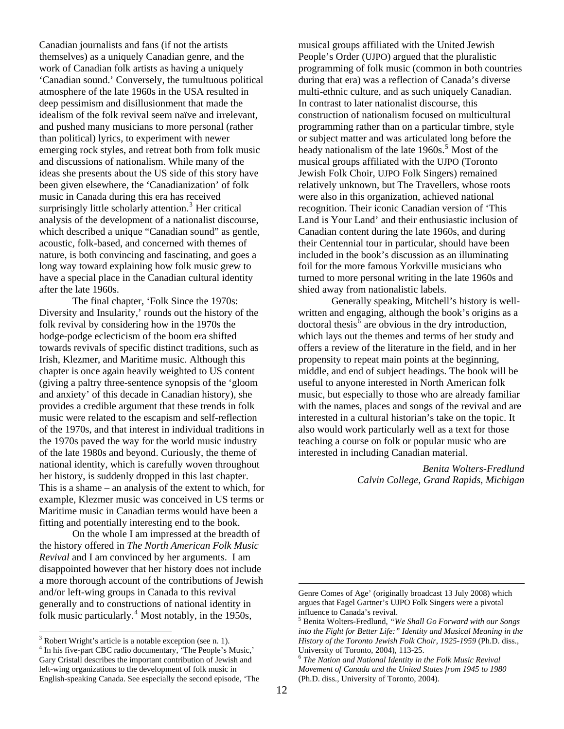Canadian journalists and fans (if not the artists themselves) as a uniquely Canadian genre, and the work of Canadian folk artists as having a uniquely 'Canadian sound.' Conversely, the tumultuous political atmosphere of the late 1960s in the USA resulted in deep pessimism and disillusionment that made the idealism of the folk revival seem naïve and irrelevant, and pushed many musicians to more personal (rather than political) lyrics, to experiment with newer emerging rock styles, and retreat both from folk music and discussions of nationalism. While many of the ideas she presents about the US side of this story have been given elsewhere, the 'Canadianization' of folk music in Canada during this era has received surprisingly little scholarly attention.[3] Her critical analysis of the development of a nationalist discourse, which described a unique "Canadian sound" as gentle, acoustic, folk-based, and concerned with themes of nature, is both convincing and fascinating, and goes a long way toward explaining how folk music grew to have a special place in the Canadian cultural identity after the late 1960s.

The final chapter, 'Folk Since the 1970s: Diversity and Insularity,' rounds out the history of the folk revival by considering how in the 1970s the hodge-podge eclecticism of the boom era shifted towards revivals of specific distinct traditions, such as Irish, Klezmer, and Maritime music. Although this chapter is once again heavily weighted to US content (giving a paltry three-sentence synopsis of the 'gloom and anxiety' of this decade in Canadian history), she provides a credible argument that these trends in folk music were related to the escapism and self-reflection of the 1970s, and that interest in individual traditions in the 1970s paved the way for the world music industry of the late 1980s and beyond. Curiously, the theme of national identity, which is carefully woven throughout her history, is suddenly dropped in this last chapter. This is a shame – an analysis of the extent to which, for example, Klezmer music was conceived in US terms or Maritime music in Canadian terms would have been a fitting and potentially interesting end to the book.

On the whole I am impressed at the breadth of the history offered in *The North American Folk Music Revival* and I am convinced by her arguments. I am disappointed however that her history does not include a more thorough account of the contributions of Jewish and/or left-wing groups in Canada to this revival generally and to constructions of national identity in folk music particularly.[4] Most notably, in the 1950s, musical groups affiliated with the United Jewish People's Order (UJPO) argued that the pluralistic programming of folk music (common in both countries during that era) was a reflection of Canada's diverse multi-ethnic culture, and as such uniquely Canadian. In contrast to later nationalist discourse, this construction of nationalism focused on multicultural programming rather than on a particular timbre, style or subject matter and was articulated long before the heady nationalism of the late 1960s.[5] Most of the musical groups affiliated with the UJPO (Toronto Jewish Folk Choir, UJPO Folk Singers) remained relatively unknown, but The Travellers, whose roots were also in this organization, achieved national recognition. Their iconic Canadian version of 'This Land is Your Land' and their enthusiastic inclusion of Canadian content during the late 1960s, and during their Centennial tour in particular, should have been included in the book's discussion as an illuminating foil for the more famous Yorkville musicians who turned to more personal writing in the late 1960s and shied away from nationalistic labels.

Generally speaking, Mitchell's history is well-written and engaging, although the book's origins as a doctoral thesis[6] are obvious in the dry introduction, which lays out the themes and terms of her study and offers a review of the literature in the field, and in her propensity to repeat main points at the beginning, middle, and end of subject headings. The book will be useful to anyone interested in North American folk music, but especially to those who are already familiar with the names, places and songs of the revival and are interested in a cultural historian's take on the topic. It also would work particularly well as a text for those teaching a course on folk or popular music who are interested in including Canadian material.

*Benita Wolters-Fredlund*
*Calvin College, Grand Rapids, Michigan*

---

[3] Robert Wright's article is a notable exception (see n. 1).

[4] In his five-part CBC radio documentary, 'The People's Music,' Gary Cristall describes the important contribution of Jewish and left-wing organizations to the development of folk music in English-speaking Canada. See especially the second episode, 'The Genre Comes of Age' (originally broadcast 13 July 2008) which argues that Fagel Gartner's UJPO Folk Singers were a pivotal influence to Canada's revival.

[5] Benita Wolters-Fredlund, *"We Shall Go Forward with our Songs into the Fight for Better Life:" Identity and Musical Meaning in the History of the Toronto Jewish Folk Choir, 1925-1959* (Ph.D. diss., University of Toronto, 2004), 113-25.

[6] *The Nation and National Identity in the Folk Music Revival Movement of Canada and the United States from 1945 to 1980* (Ph.D. diss., University of Toronto, 2004).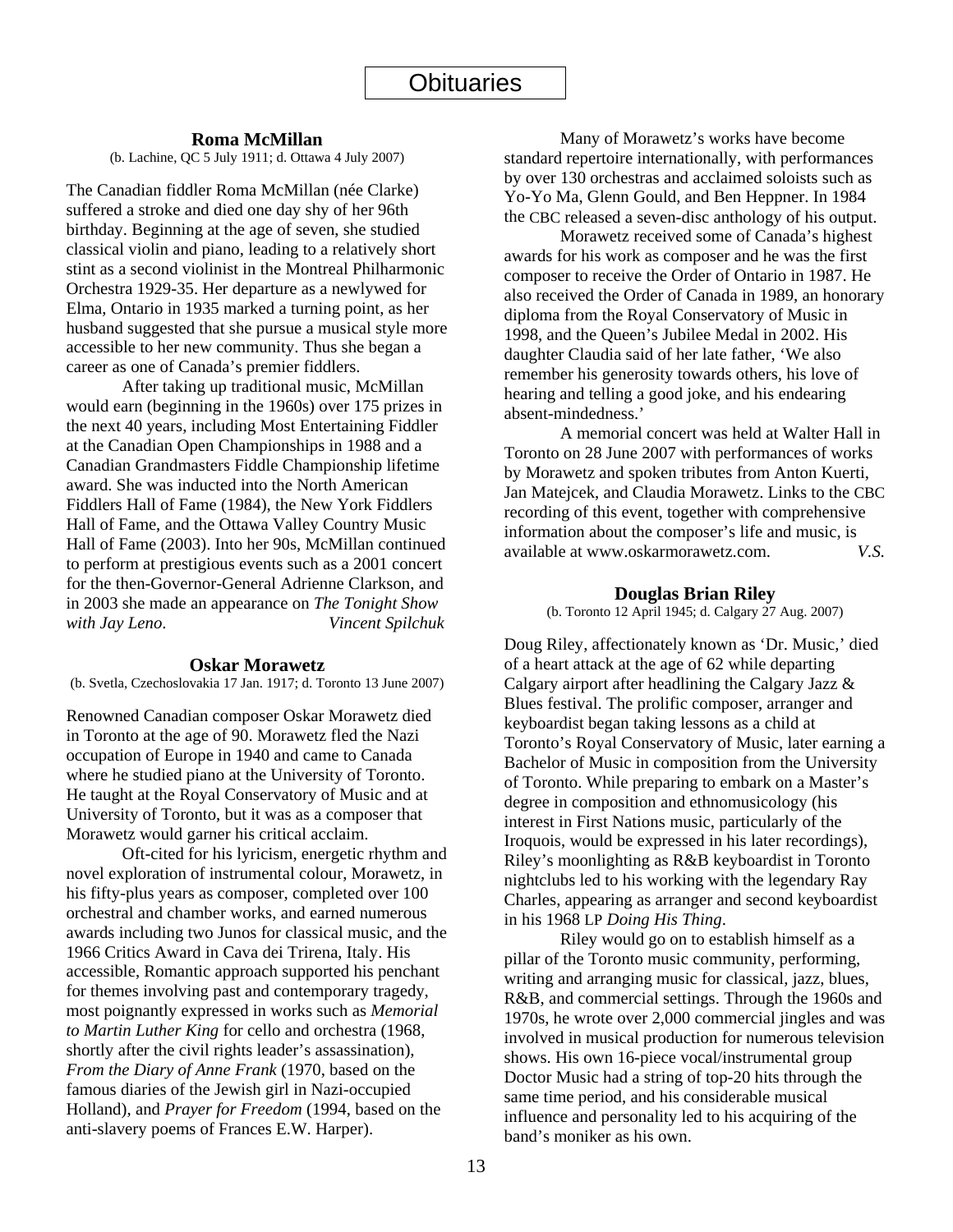# Obituaries

## Roma McMillan

(b. Lachine, QC 5 July 1911; d. Ottawa 4 July 2007)

The Canadian fiddler Roma McMillan (née Clarke) suffered a stroke and died one day shy of her 96th birthday. Beginning at the age of seven, she studied classical violin and piano, leading to a relatively short stint as a second violinist in the Montreal Philharmonic Orchestra 1929-35. Her departure as a newlywed for Elma, Ontario in 1935 marked a turning point, as her husband suggested that she pursue a musical style more accessible to her new community. Thus she began a career as one of Canada's premier fiddlers.

After taking up traditional music, McMillan would earn (beginning in the 1960s) over 175 prizes in the next 40 years, including Most Entertaining Fiddler at the Canadian Open Championships in 1988 and a Canadian Grandmasters Fiddle Championship lifetime award. She was inducted into the North American Fiddlers Hall of Fame (1984), the New York Fiddlers Hall of Fame, and the Ottawa Valley Country Music Hall of Fame (2003). Into her 90s, McMillan continued to perform at prestigious events such as a 2001 concert for the then-Governor-General Adrienne Clarkson, and in 2003 she made an appearance on *The Tonight Show with Jay Leno*. *Vincent Spilchuk*

## Oskar Morawetz

(b. Svetla, Czechoslovakia 17 Jan. 1917; d. Toronto 13 June 2007)

Renowned Canadian composer Oskar Morawetz died in Toronto at the age of 90. Morawetz fled the Nazi occupation of Europe in 1940 and came to Canada where he studied piano at the University of Toronto. He taught at the Royal Conservatory of Music and at University of Toronto, but it was as a composer that Morawetz would garner his critical acclaim.

Oft-cited for his lyricism, energetic rhythm and novel exploration of instrumental colour, Morawetz, in his fifty-plus years as composer, completed over 100 orchestral and chamber works, and earned numerous awards including two Junos for classical music, and the 1966 Critics Award in Cava dei Trirena, Italy. His accessible, Romantic approach supported his penchant for themes involving past and contemporary tragedy, most poignantly expressed in works such as *Memorial to Martin Luther King* for cello and orchestra (1968, shortly after the civil rights leader's assassination), *From the Diary of Anne Frank* (1970, based on the famous diaries of the Jewish girl in Nazi-occupied Holland), and *Prayer for Freedom* (1994, based on the anti-slavery poems of Frances E.W. Harper).

Many of Morawetz's works have become standard repertoire internationally, with performances by over 130 orchestras and acclaimed soloists such as Yo-Yo Ma, Glenn Gould, and Ben Heppner. In 1984 the CBC released a seven-disc anthology of his output.

Morawetz received some of Canada's highest awards for his work as composer and he was the first composer to receive the Order of Ontario in 1987. He also received the Order of Canada in 1989, an honorary diploma from the Royal Conservatory of Music in 1998, and the Queen's Jubilee Medal in 2002. His daughter Claudia said of her late father, 'We also remember his generosity towards others, his love of hearing and telling a good joke, and his endearing absent-mindedness.'

A memorial concert was held at Walter Hall in Toronto on 28 June 2007 with performances of works by Morawetz and spoken tributes from Anton Kuerti, Jan Matejcek, and Claudia Morawetz. Links to the CBC recording of this event, together with comprehensive information about the composer's life and music, is available at www.oskarmorawetz.com. *V.S.*

## Douglas Brian Riley

(b. Toronto 12 April 1945; d. Calgary 27 Aug. 2007)

Doug Riley, affectionately known as 'Dr. Music,' died of a heart attack at the age of 62 while departing Calgary airport after headlining the Calgary Jazz & Blues festival. The prolific composer, arranger and keyboardist began taking lessons as a child at Toronto's Royal Conservatory of Music, later earning a Bachelor of Music in composition from the University of Toronto. While preparing to embark on a Master's degree in composition and ethnomusicology (his interest in First Nations music, particularly of the Iroquois, would be expressed in his later recordings), Riley's moonlighting as R&B keyboardist in Toronto nightclubs led to his working with the legendary Ray Charles, appearing as arranger and second keyboardist in his 1968 LP *Doing His Thing*.

Riley would go on to establish himself as a pillar of the Toronto music community, performing, writing and arranging music for classical, jazz, blues, R&B, and commercial settings. Through the 1960s and 1970s, he wrote over 2,000 commercial jingles and was involved in musical production for numerous television shows. His own 16-piece vocal/instrumental group Doctor Music had a string of top-20 hits through the same time period, and his considerable musical influence and personality led to his acquiring of the band's moniker as his own.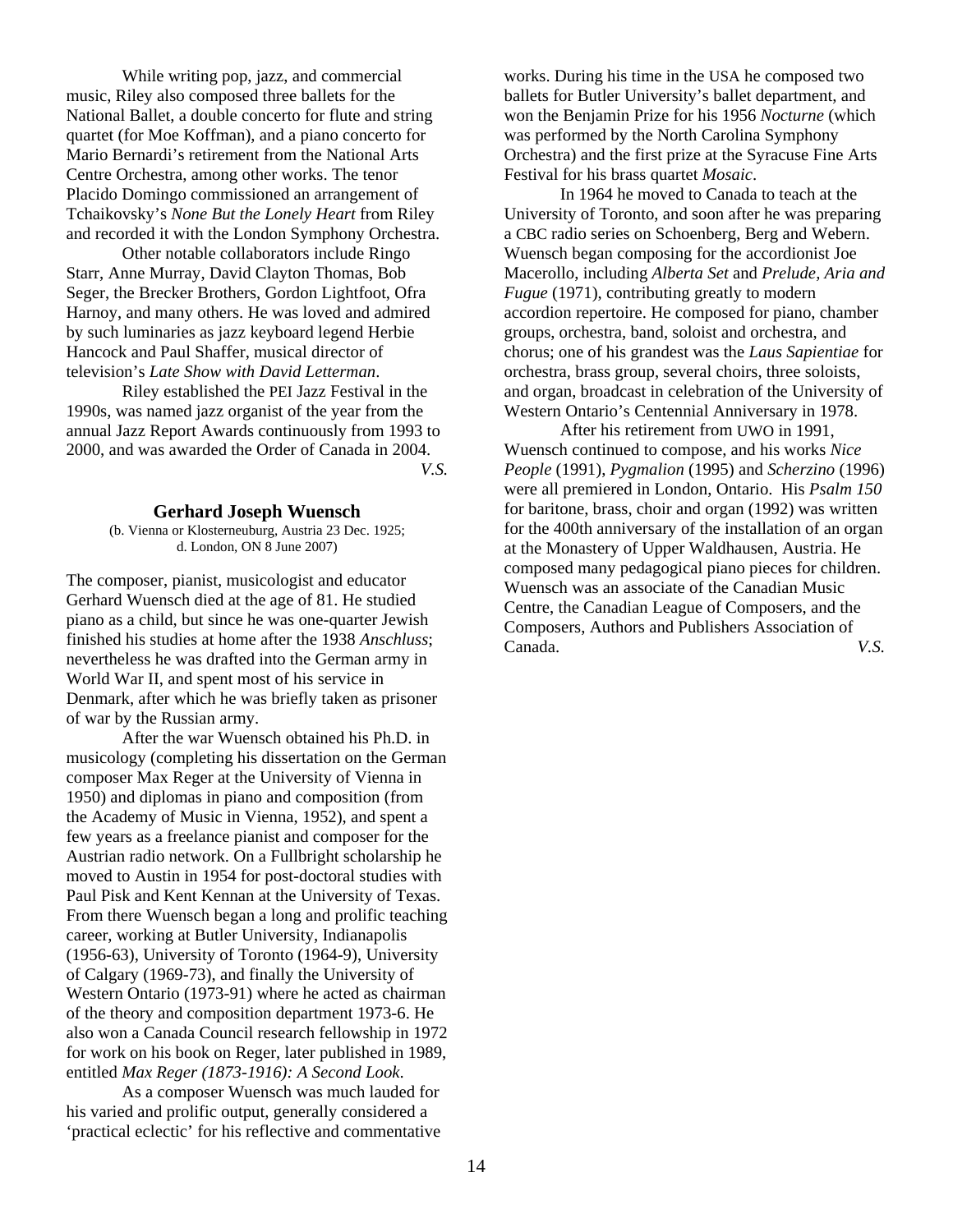While writing pop, jazz, and commercial music, Riley also composed three ballets for the National Ballet, a double concerto for flute and string quartet (for Moe Koffman), and a piano concerto for Mario Bernardi's retirement from the National Arts Centre Orchestra, among other works. The tenor Placido Domingo commissioned an arrangement of Tchaikovsky's *None But the Lonely Heart* from Riley and recorded it with the London Symphony Orchestra.

Other notable collaborators include Ringo Starr, Anne Murray, David Clayton Thomas, Bob Seger, the Brecker Brothers, Gordon Lightfoot, Ofra Harnoy, and many others. He was loved and admired by such luminaries as jazz keyboard legend Herbie Hancock and Paul Shaffer, musical director of television's *Late Show with David Letterman*.

Riley established the PEI Jazz Festival in the 1990s, was named jazz organist of the year from the annual Jazz Report Awards continuously from 1993 to 2000, and was awarded the Order of Canada in 2004.

*V.S.*

### Gerhard Joseph Wuensch

(b. Vienna or Klosterneuburg, Austria 23 Dec. 1925; d. London, ON 8 June 2007)

The composer, pianist, musicologist and educator Gerhard Wuensch died at the age of 81. He studied piano as a child, but since he was one-quarter Jewish finished his studies at home after the 1938 *Anschluss*; nevertheless he was drafted into the German army in World War II, and spent most of his service in Denmark, after which he was briefly taken as prisoner of war by the Russian army.

After the war Wuensch obtained his Ph.D. in musicology (completing his dissertation on the German composer Max Reger at the University of Vienna in 1950) and diplomas in piano and composition (from the Academy of Music in Vienna, 1952), and spent a few years as a freelance pianist and composer for the Austrian radio network. On a Fullbright scholarship he moved to Austin in 1954 for post-doctoral studies with Paul Pisk and Kent Kennan at the University of Texas. From there Wuensch began a long and prolific teaching career, working at Butler University, Indianapolis (1956-63), University of Toronto (1964-9), University of Calgary (1969-73), and finally the University of Western Ontario (1973-91) where he acted as chairman of the theory and composition department 1973-6. He also won a Canada Council research fellowship in 1972 for work on his book on Reger, later published in 1989, entitled *Max Reger (1873-1916): A Second Look*.

As a composer Wuensch was much lauded for his varied and prolific output, generally considered a 'practical eclectic' for his reflective and commentative works. During his time in the USA he composed two ballets for Butler University's ballet department, and won the Benjamin Prize for his 1956 *Nocturne* (which was performed by the North Carolina Symphony Orchestra) and the first prize at the Syracuse Fine Arts Festival for his brass quartet *Mosaic*.

In 1964 he moved to Canada to teach at the University of Toronto, and soon after he was preparing a CBC radio series on Schoenberg, Berg and Webern. Wuensch began composing for the accordionist Joe Macerollo, including *Alberta Set* and *Prelude, Aria and Fugue* (1971), contributing greatly to modern accordion repertoire. He composed for piano, chamber groups, orchestra, band, soloist and orchestra, and chorus; one of his grandest was the *Laus Sapientiae* for orchestra, brass group, several choirs, three soloists, and organ, broadcast in celebration of the University of Western Ontario's Centennial Anniversary in 1978.

After his retirement from UWO in 1991, Wuensch continued to compose, and his works *Nice People* (1991), *Pygmalion* (1995) and *Scherzino* (1996) were all premiered in London, Ontario. His *Psalm 150* for baritone, brass, choir and organ (1992) was written for the 400th anniversary of the installation of an organ at the Monastery of Upper Waldhausen, Austria. He composed many pedagogical piano pieces for children. Wuensch was an associate of the Canadian Music Centre, the Canadian League of Composers, and the Composers, Authors and Publishers Association of Canada.

*V.S.*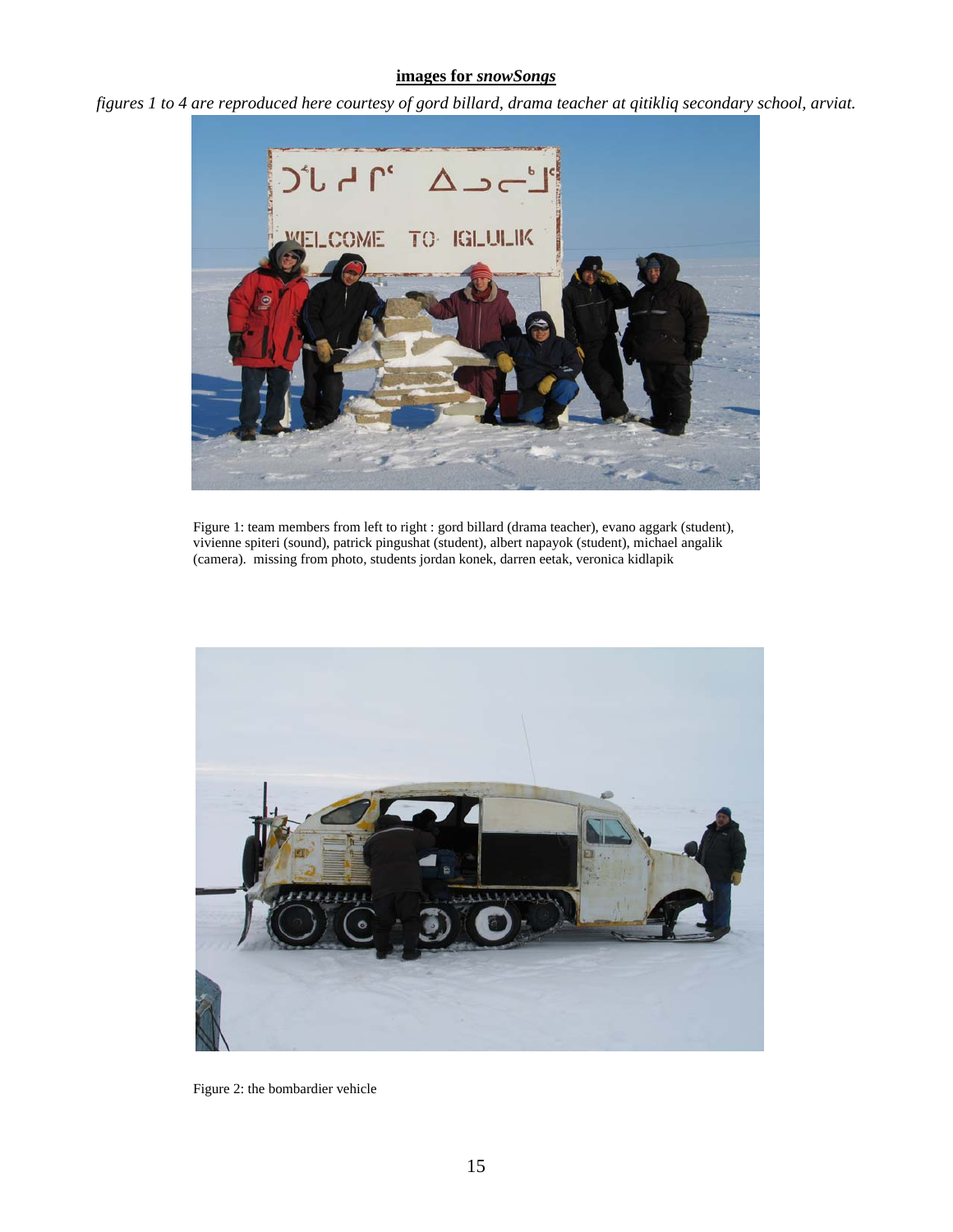**images for *snowSongs***

*figures 1 to 4 are reproduced here courtesy of gord billard, drama teacher at qitikliq secondary school, arviat.*

Figure 1: team members from left to right : gord billard (drama teacher), evano aggark (student), vivienne spiteri (sound), patrick pingushat (student), albert napayok (student), michael angalik (camera). missing from photo, students jordan konek, darren eetak, veronica kidlapik

Figure 2: the bombardier vehicle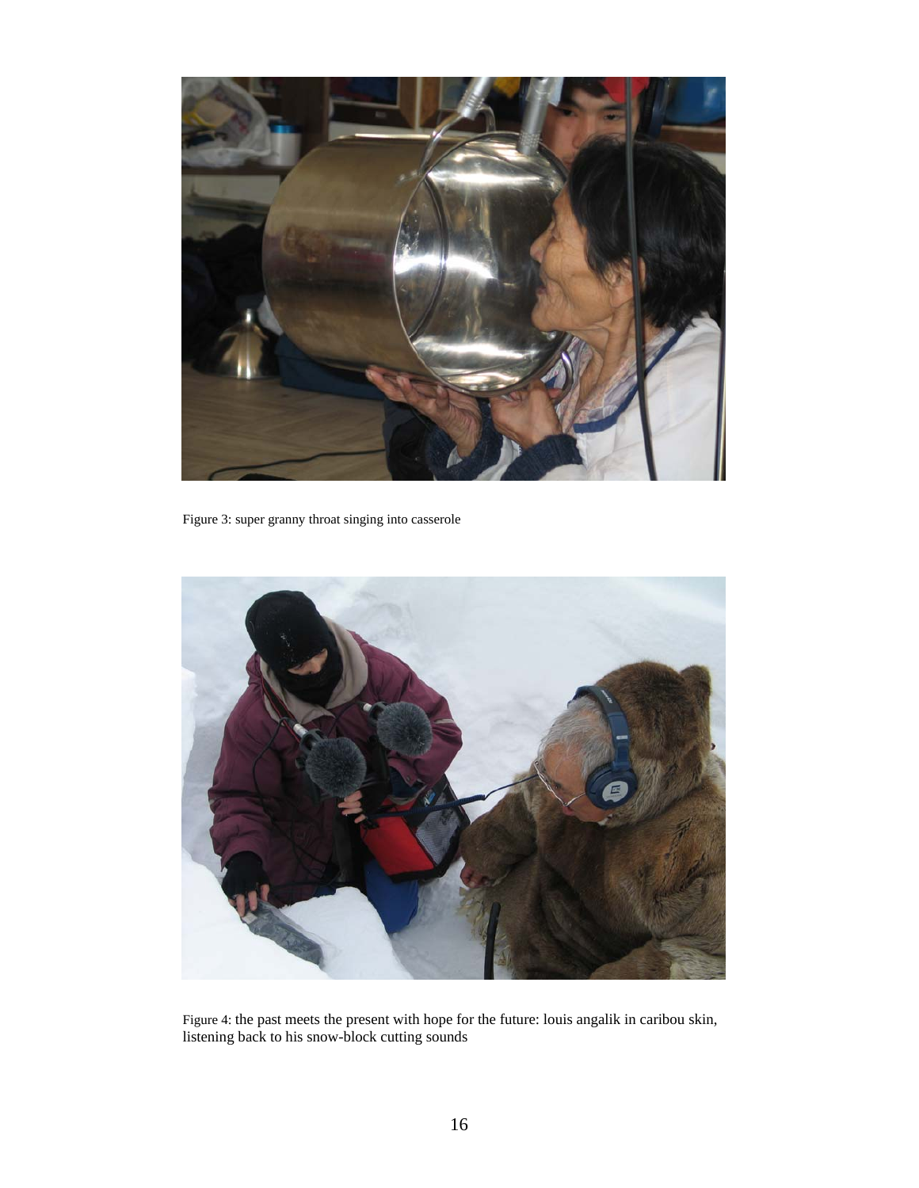Figure 3: super granny throat singing into casserole

Figure 4: the past meets the present with hope for the future: louis angalik in caribou skin, listening back to his snow-block cutting sounds